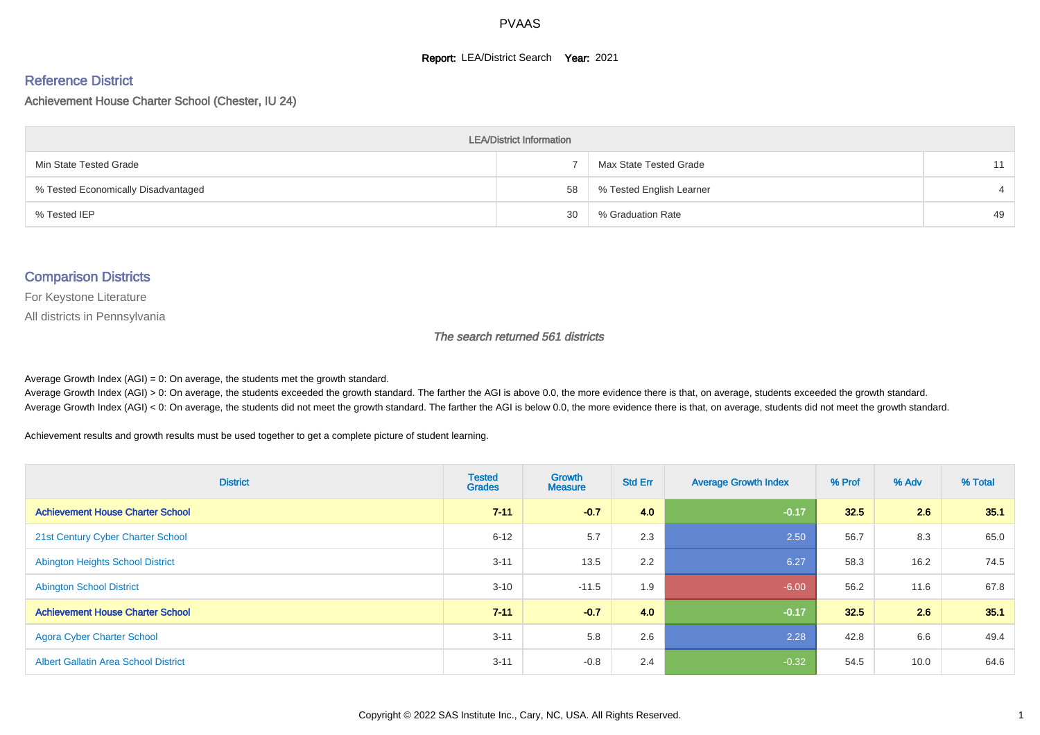# PVAAS

**Report:** LEA/District Search **Year:** 2021

## Reference District

Achievement House Charter School (Chester, IU 24)

| LEA/District Information | | | |
|---|---|---|---|
| Min State Tested Grade | 7 | Max State Tested Grade | 11 |
| % Tested Economically Disadvantaged | 58 | % Tested English Learner | 4 |
| % Tested IEP | 30 | % Graduation Rate | 49 |

## Comparison Districts

For Keystone Literature

All districts in Pennsylvania

*The search returned 561 districts*

Average Growth Index (AGI) = 0: On average, the students met the growth standard.
Average Growth Index (AGI) > 0: On average, the students exceeded the growth standard. The farther the AGI is above 0.0, the more evidence there is that, on average, students exceeded the growth standard.
Average Growth Index (AGI) < 0: On average, the students did not meet the growth standard. The farther the AGI is below 0.0, the more evidence there is that, on average, students did not meet the growth standard.

Achievement results and growth results must be used together to get a complete picture of student learning.

| District | Tested Grades | Growth Measure | Std Err | Average Growth Index | % Prof | % Adv | % Total |
|---|---|---|---|---|---|---|---|
| **Achievement House Charter School** | **7-11** | **-0.7** | **4.0** | **-0.17** | **32.5** | **2.6** | **35.1** |
| 21st Century Cyber Charter School | 6-12 | 5.7 | 2.3 | 2.50 | 56.7 | 8.3 | 65.0 |
| Abington Heights School District | 3-11 | 13.5 | 2.2 | 6.27 | 58.3 | 16.2 | 74.5 |
| Abington School District | 3-10 | -11.5 | 1.9 | -6.00 | 56.2 | 11.6 | 67.8 |
| **Achievement House Charter School** | **7-11** | **-0.7** | **4.0** | **-0.17** | **32.5** | **2.6** | **35.1** |
| Agora Cyber Charter School | 3-11 | 5.8 | 2.6 | 2.28 | 42.8 | 6.6 | 49.4 |
| Albert Gallatin Area School District | 3-11 | -0.8 | 2.4 | -0.32 | 54.5 | 10.0 | 64.6 |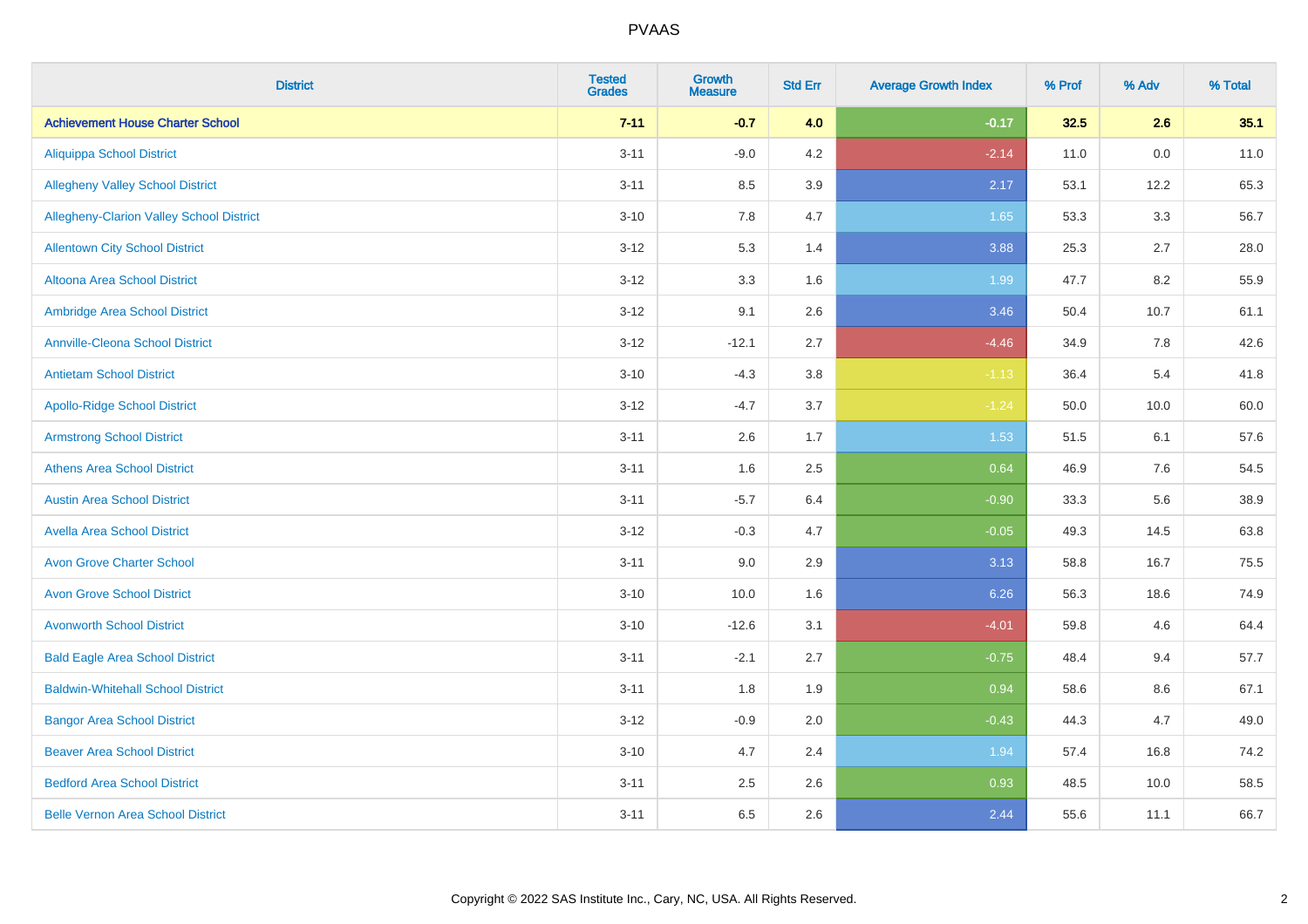# PVAAS

| District | Tested Grades | Growth Measure | Std Err | Average Growth Index | % Prof | % Adv | % Total |
|---|---|---|---|---|---|---|---|
| **Achievement House Charter School** | **7-11** | **-0.7** | **4.0** | **-0.17** | **32.5** | **2.6** | **35.1** |
| Aliquippa School District | 3-11 | -9.0 | 4.2 | -2.14 | 11.0 | 0.0 | 11.0 |
| Allegheny Valley School District | 3-11 | 8.5 | 3.9 | 2.17 | 53.1 | 12.2 | 65.3 |
| Allegheny-Clarion Valley School District | 3-10 | 7.8 | 4.7 | 1.65 | 53.3 | 3.3 | 56.7 |
| Allentown City School District | 3-12 | 5.3 | 1.4 | 3.88 | 25.3 | 2.7 | 28.0 |
| Altoona Area School District | 3-12 | 3.3 | 1.6 | 1.99 | 47.7 | 8.2 | 55.9 |
| Ambridge Area School District | 3-12 | 9.1 | 2.6 | 3.46 | 50.4 | 10.7 | 61.1 |
| Annville-Cleona School District | 3-12 | -12.1 | 2.7 | -4.46 | 34.9 | 7.8 | 42.6 |
| Antietam School District | 3-10 | -4.3 | 3.8 | -1.13 | 36.4 | 5.4 | 41.8 |
| Apollo-Ridge School District | 3-12 | -4.7 | 3.7 | -1.24 | 50.0 | 10.0 | 60.0 |
| Armstrong School District | 3-11 | 2.6 | 1.7 | 1.53 | 51.5 | 6.1 | 57.6 |
| Athens Area School District | 3-11 | 1.6 | 2.5 | 0.64 | 46.9 | 7.6 | 54.5 |
| Austin Area School District | 3-11 | -5.7 | 6.4 | -0.90 | 33.3 | 5.6 | 38.9 |
| Avella Area School District | 3-12 | -0.3 | 4.7 | -0.05 | 49.3 | 14.5 | 63.8 |
| Avon Grove Charter School | 3-11 | 9.0 | 2.9 | 3.13 | 58.8 | 16.7 | 75.5 |
| Avon Grove School District | 3-10 | 10.0 | 1.6 | 6.26 | 56.3 | 18.6 | 74.9 |
| Avonworth School District | 3-10 | -12.6 | 3.1 | -4.01 | 59.8 | 4.6 | 64.4 |
| Bald Eagle Area School District | 3-11 | -2.1 | 2.7 | -0.75 | 48.4 | 9.4 | 57.7 |
| Baldwin-Whitehall School District | 3-11 | 1.8 | 1.9 | 0.94 | 58.6 | 8.6 | 67.1 |
| Bangor Area School District | 3-12 | -0.9 | 2.0 | -0.43 | 44.3 | 4.7 | 49.0 |
| Beaver Area School District | 3-10 | 4.7 | 2.4 | 1.94 | 57.4 | 16.8 | 74.2 |
| Bedford Area School District | 3-11 | 2.5 | 2.6 | 0.93 | 48.5 | 10.0 | 58.5 |
| Belle Vernon Area School District | 3-11 | 6.5 | 2.6 | 2.44 | 55.6 | 11.1 | 66.7 |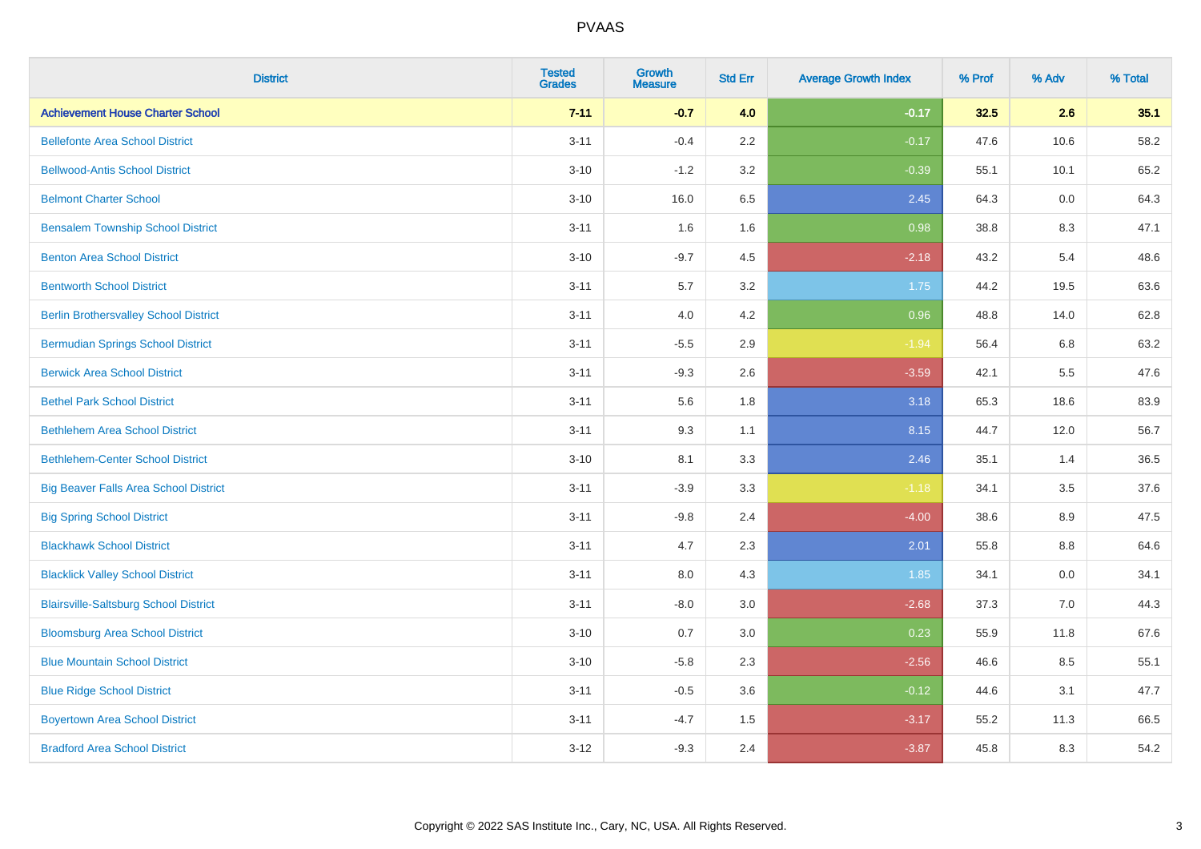| District | Tested Grades | Growth Measure | Std Err | Average Growth Index | % Prof | % Adv | % Total |
|---|---|---|---|---|---|---|---|
| **Achievement House Charter School** | **7-11** | **-0.7** | **4.0** | **-0.17** | **32.5** | **2.6** | **35.1** |
| Bellefonte Area School District | 3-11 | -0.4 | 2.2 | -0.17 | 47.6 | 10.6 | 58.2 |
| Bellwood-Antis School District | 3-10 | -1.2 | 3.2 | -0.39 | 55.1 | 10.1 | 65.2 |
| Belmont Charter School | 3-10 | 16.0 | 6.5 | 2.45 | 64.3 | 0.0 | 64.3 |
| Bensalem Township School District | 3-11 | 1.6 | 1.6 | 0.98 | 38.8 | 8.3 | 47.1 |
| Benton Area School District | 3-10 | -9.7 | 4.5 | -2.18 | 43.2 | 5.4 | 48.6 |
| Bentworth School District | 3-11 | 5.7 | 3.2 | 1.75 | 44.2 | 19.5 | 63.6 |
| Berlin Brothersvalley School District | 3-11 | 4.0 | 4.2 | 0.96 | 48.8 | 14.0 | 62.8 |
| Bermudian Springs School District | 3-11 | -5.5 | 2.9 | -1.94 | 56.4 | 6.8 | 63.2 |
| Berwick Area School District | 3-11 | -9.3 | 2.6 | -3.59 | 42.1 | 5.5 | 47.6 |
| Bethel Park School District | 3-11 | 5.6 | 1.8 | 3.18 | 65.3 | 18.6 | 83.9 |
| Bethlehem Area School District | 3-11 | 9.3 | 1.1 | 8.15 | 44.7 | 12.0 | 56.7 |
| Bethlehem-Center School District | 3-10 | 8.1 | 3.3 | 2.46 | 35.1 | 1.4 | 36.5 |
| Big Beaver Falls Area School District | 3-11 | -3.9 | 3.3 | -1.18 | 34.1 | 3.5 | 37.6 |
| Big Spring School District | 3-11 | -9.8 | 2.4 | -4.00 | 38.6 | 8.9 | 47.5 |
| Blackhawk School District | 3-11 | 4.7 | 2.3 | 2.01 | 55.8 | 8.8 | 64.6 |
| Blacklick Valley School District | 3-11 | 8.0 | 4.3 | 1.85 | 34.1 | 0.0 | 34.1 |
| Blairsville-Saltsburg School District | 3-11 | -8.0 | 3.0 | -2.68 | 37.3 | 7.0 | 44.3 |
| Bloomsburg Area School District | 3-10 | 0.7 | 3.0 | 0.23 | 55.9 | 11.8 | 67.6 |
| Blue Mountain School District | 3-10 | -5.8 | 2.3 | -2.56 | 46.6 | 8.5 | 55.1 |
| Blue Ridge School District | 3-11 | -0.5 | 3.6 | -0.12 | 44.6 | 3.1 | 47.7 |
| Boyertown Area School District | 3-11 | -4.7 | 1.5 | -3.17 | 55.2 | 11.3 | 66.5 |
| Bradford Area School District | 3-12 | -9.3 | 2.4 | -3.87 | 45.8 | 8.3 | 54.2 |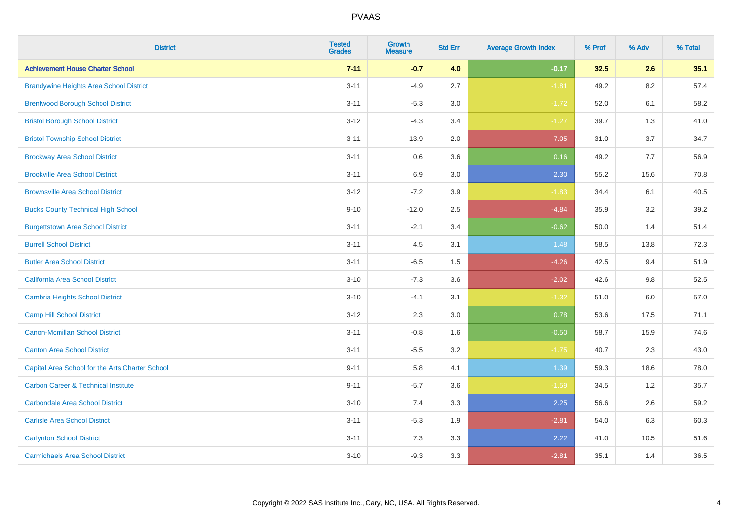# PVAAS

| District | Tested Grades | Growth Measure | Std Err | Average Growth Index | % Prof | % Adv | % Total |
|---|---|---|---|---|---|---|---|
| **Achievement House Charter School** | **7-11** | **-0.7** | **4.0** | **-0.17** | **32.5** | **2.6** | **35.1** |
| Brandywine Heights Area School District | 3-11 | -4.9 | 2.7 | -1.81 | 49.2 | 8.2 | 57.4 |
| Brentwood Borough School District | 3-11 | -5.3 | 3.0 | -1.72 | 52.0 | 6.1 | 58.2 |
| Bristol Borough School District | 3-12 | -4.3 | 3.4 | -1.27 | 39.7 | 1.3 | 41.0 |
| Bristol Township School District | 3-11 | -13.9 | 2.0 | -7.05 | 31.0 | 3.7 | 34.7 |
| Brockway Area School District | 3-11 | 0.6 | 3.6 | 0.16 | 49.2 | 7.7 | 56.9 |
| Brookville Area School District | 3-11 | 6.9 | 3.0 | 2.30 | 55.2 | 15.6 | 70.8 |
| Brownsville Area School District | 3-12 | -7.2 | 3.9 | -1.83 | 34.4 | 6.1 | 40.5 |
| Bucks County Technical High School | 9-10 | -12.0 | 2.5 | -4.84 | 35.9 | 3.2 | 39.2 |
| Burgettstown Area School District | 3-11 | -2.1 | 3.4 | -0.62 | 50.0 | 1.4 | 51.4 |
| Burrell School District | 3-11 | 4.5 | 3.1 | 1.48 | 58.5 | 13.8 | 72.3 |
| Butler Area School District | 3-11 | -6.5 | 1.5 | -4.26 | 42.5 | 9.4 | 51.9 |
| California Area School District | 3-10 | -7.3 | 3.6 | -2.02 | 42.6 | 9.8 | 52.5 |
| Cambria Heights School District | 3-10 | -4.1 | 3.1 | -1.32 | 51.0 | 6.0 | 57.0 |
| Camp Hill School District | 3-12 | 2.3 | 3.0 | 0.78 | 53.6 | 17.5 | 71.1 |
| Canon-Mcmillan School District | 3-11 | -0.8 | 1.6 | -0.50 | 58.7 | 15.9 | 74.6 |
| Canton Area School District | 3-11 | -5.5 | 3.2 | -1.75 | 40.7 | 2.3 | 43.0 |
| Capital Area School for the Arts Charter School | 9-11 | 5.8 | 4.1 | 1.39 | 59.3 | 18.6 | 78.0 |
| Carbon Career & Technical Institute | 9-11 | -5.7 | 3.6 | -1.59 | 34.5 | 1.2 | 35.7 |
| Carbondale Area School District | 3-10 | 7.4 | 3.3 | 2.25 | 56.6 | 2.6 | 59.2 |
| Carlisle Area School District | 3-11 | -5.3 | 1.9 | -2.81 | 54.0 | 6.3 | 60.3 |
| Carlynton School District | 3-11 | 7.3 | 3.3 | 2.22 | 41.0 | 10.5 | 51.6 |
| Carmichaels Area School District | 3-10 | -9.3 | 3.3 | -2.81 | 35.1 | 1.4 | 36.5 |

Copyright © 2022 SAS Institute Inc., Cary, NC, USA. All Rights Reserved.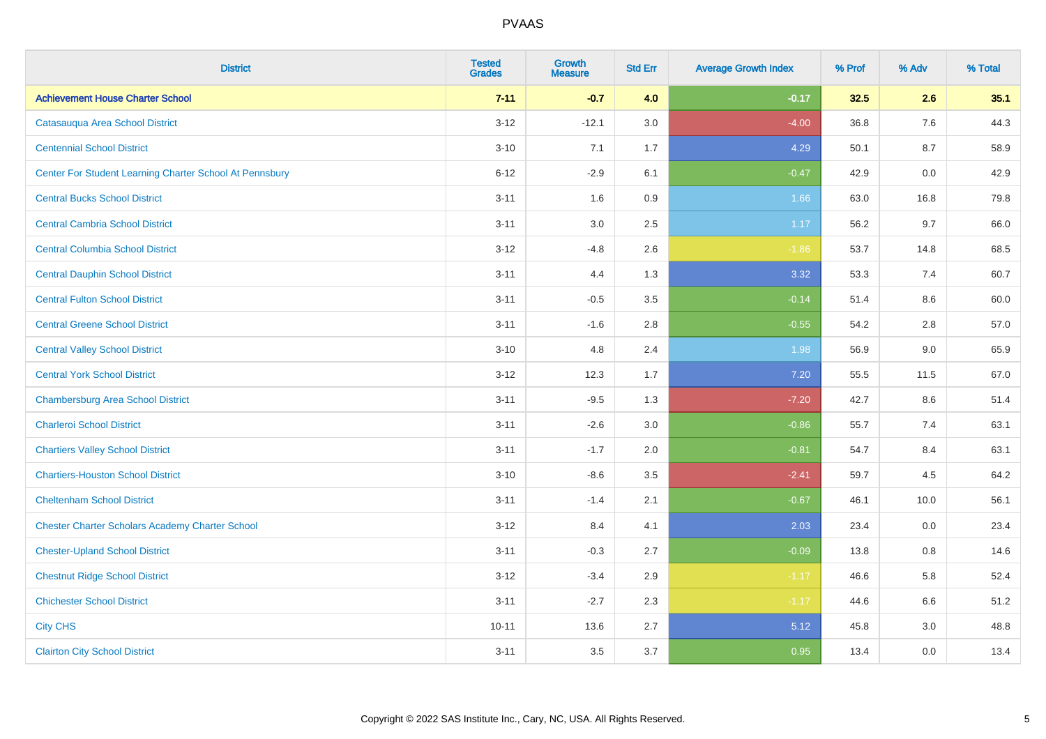# PVAAS

| District | Tested Grades | Growth Measure | Std Err | Average Growth Index | % Prof | % Adv | % Total |
|---|---|---|---|---|---|---|---|
| **Achievement House Charter School** | **7-11** | **-0.7** | **4.0** | **-0.17** | **32.5** | **2.6** | **35.1** |
| Catasauqua Area School District | 3-12 | -12.1 | 3.0 | -4.00 | 36.8 | 7.6 | 44.3 |
| Centennial School District | 3-10 | 7.1 | 1.7 | 4.29 | 50.1 | 8.7 | 58.9 |
| Center For Student Learning Charter School At Pennsbury | 6-12 | -2.9 | 6.1 | -0.47 | 42.9 | 0.0 | 42.9 |
| Central Bucks School District | 3-11 | 1.6 | 0.9 | 1.66 | 63.0 | 16.8 | 79.8 |
| Central Cambria School District | 3-11 | 3.0 | 2.5 | 1.17 | 56.2 | 9.7 | 66.0 |
| Central Columbia School District | 3-12 | -4.8 | 2.6 | -1.86 | 53.7 | 14.8 | 68.5 |
| Central Dauphin School District | 3-11 | 4.4 | 1.3 | 3.32 | 53.3 | 7.4 | 60.7 |
| Central Fulton School District | 3-11 | -0.5 | 3.5 | -0.14 | 51.4 | 8.6 | 60.0 |
| Central Greene School District | 3-11 | -1.6 | 2.8 | -0.55 | 54.2 | 2.8 | 57.0 |
| Central Valley School District | 3-10 | 4.8 | 2.4 | 1.98 | 56.9 | 9.0 | 65.9 |
| Central York School District | 3-12 | 12.3 | 1.7 | 7.20 | 55.5 | 11.5 | 67.0 |
| Chambersburg Area School District | 3-11 | -9.5 | 1.3 | -7.20 | 42.7 | 8.6 | 51.4 |
| Charleroi School District | 3-11 | -2.6 | 3.0 | -0.86 | 55.7 | 7.4 | 63.1 |
| Chartiers Valley School District | 3-11 | -1.7 | 2.0 | -0.81 | 54.7 | 8.4 | 63.1 |
| Chartiers-Houston School District | 3-10 | -8.6 | 3.5 | -2.41 | 59.7 | 4.5 | 64.2 |
| Cheltenham School District | 3-11 | -1.4 | 2.1 | -0.67 | 46.1 | 10.0 | 56.1 |
| Chester Charter Scholars Academy Charter School | 3-12 | 8.4 | 4.1 | 2.03 | 23.4 | 0.0 | 23.4 |
| Chester-Upland School District | 3-11 | -0.3 | 2.7 | -0.09 | 13.8 | 0.8 | 14.6 |
| Chestnut Ridge School District | 3-12 | -3.4 | 2.9 | -1.17 | 46.6 | 5.8 | 52.4 |
| Chichester School District | 3-11 | -2.7 | 2.3 | -1.17 | 44.6 | 6.6 | 51.2 |
| City CHS | 10-11 | 13.6 | 2.7 | 5.12 | 45.8 | 3.0 | 48.8 |
| Clairton City School District | 3-11 | 3.5 | 3.7 | 0.95 | 13.4 | 0.0 | 13.4 |

Copyright © 2022 SAS Institute Inc., Cary, NC, USA. All Rights Reserved.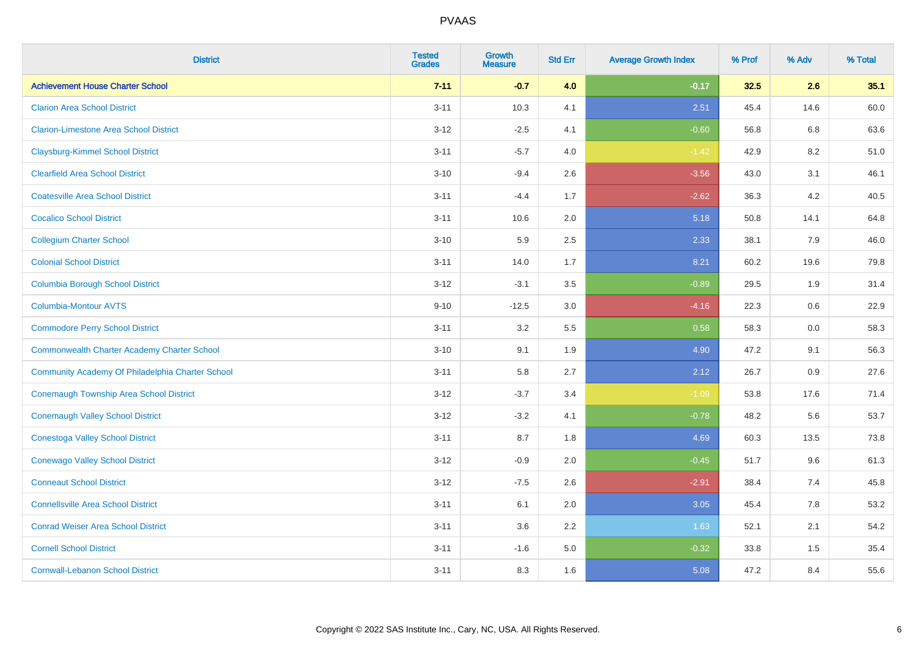| District | Tested Grades | Growth Measure | Std Err | Average Growth Index | % Prof | % Adv | % Total |
|---|---|---|---|---|---|---|---|
| **Achievement House Charter School** | **7-11** | **-0.7** | **4.0** | **-0.17** | **32.5** | **2.6** | **35.1** |
| Clarion Area School District | 3-11 | 10.3 | 4.1 | 2.51 | 45.4 | 14.6 | 60.0 |
| Clarion-Limestone Area School District | 3-12 | -2.5 | 4.1 | -0.60 | 56.8 | 6.8 | 63.6 |
| Claysburg-Kimmel School District | 3-11 | -5.7 | 4.0 | -1.42 | 42.9 | 8.2 | 51.0 |
| Clearfield Area School District | 3-10 | -9.4 | 2.6 | -3.56 | 43.0 | 3.1 | 46.1 |
| Coatesville Area School District | 3-11 | -4.4 | 1.7 | -2.62 | 36.3 | 4.2 | 40.5 |
| Cocalico School District | 3-11 | 10.6 | 2.0 | 5.18 | 50.8 | 14.1 | 64.8 |
| Collegium Charter School | 3-10 | 5.9 | 2.5 | 2.33 | 38.1 | 7.9 | 46.0 |
| Colonial School District | 3-11 | 14.0 | 1.7 | 8.21 | 60.2 | 19.6 | 79.8 |
| Columbia Borough School District | 3-12 | -3.1 | 3.5 | -0.89 | 29.5 | 1.9 | 31.4 |
| Columbia-Montour AVTS | 9-10 | -12.5 | 3.0 | -4.16 | 22.3 | 0.6 | 22.9 |
| Commodore Perry School District | 3-11 | 3.2 | 5.5 | 0.58 | 58.3 | 0.0 | 58.3 |
| Commonwealth Charter Academy Charter School | 3-10 | 9.1 | 1.9 | 4.90 | 47.2 | 9.1 | 56.3 |
| Community Academy Of Philadelphia Charter School | 3-11 | 5.8 | 2.7 | 2.12 | 26.7 | 0.9 | 27.6 |
| Conemaugh Township Area School District | 3-12 | -3.7 | 3.4 | -1.09 | 53.8 | 17.6 | 71.4 |
| Conemaugh Valley School District | 3-12 | -3.2 | 4.1 | -0.78 | 48.2 | 5.6 | 53.7 |
| Conestoga Valley School District | 3-11 | 8.7 | 1.8 | 4.69 | 60.3 | 13.5 | 73.8 |
| Conewago Valley School District | 3-12 | -0.9 | 2.0 | -0.45 | 51.7 | 9.6 | 61.3 |
| Conneaut School District | 3-12 | -7.5 | 2.6 | -2.91 | 38.4 | 7.4 | 45.8 |
| Connellsville Area School District | 3-11 | 6.1 | 2.0 | 3.05 | 45.4 | 7.8 | 53.2 |
| Conrad Weiser Area School District | 3-11 | 3.6 | 2.2 | 1.63 | 52.1 | 2.1 | 54.2 |
| Cornell School District | 3-11 | -1.6 | 5.0 | -0.32 | 33.8 | 1.5 | 35.4 |
| Cornwall-Lebanon School District | 3-11 | 8.3 | 1.6 | 5.08 | 47.2 | 8.4 | 55.6 |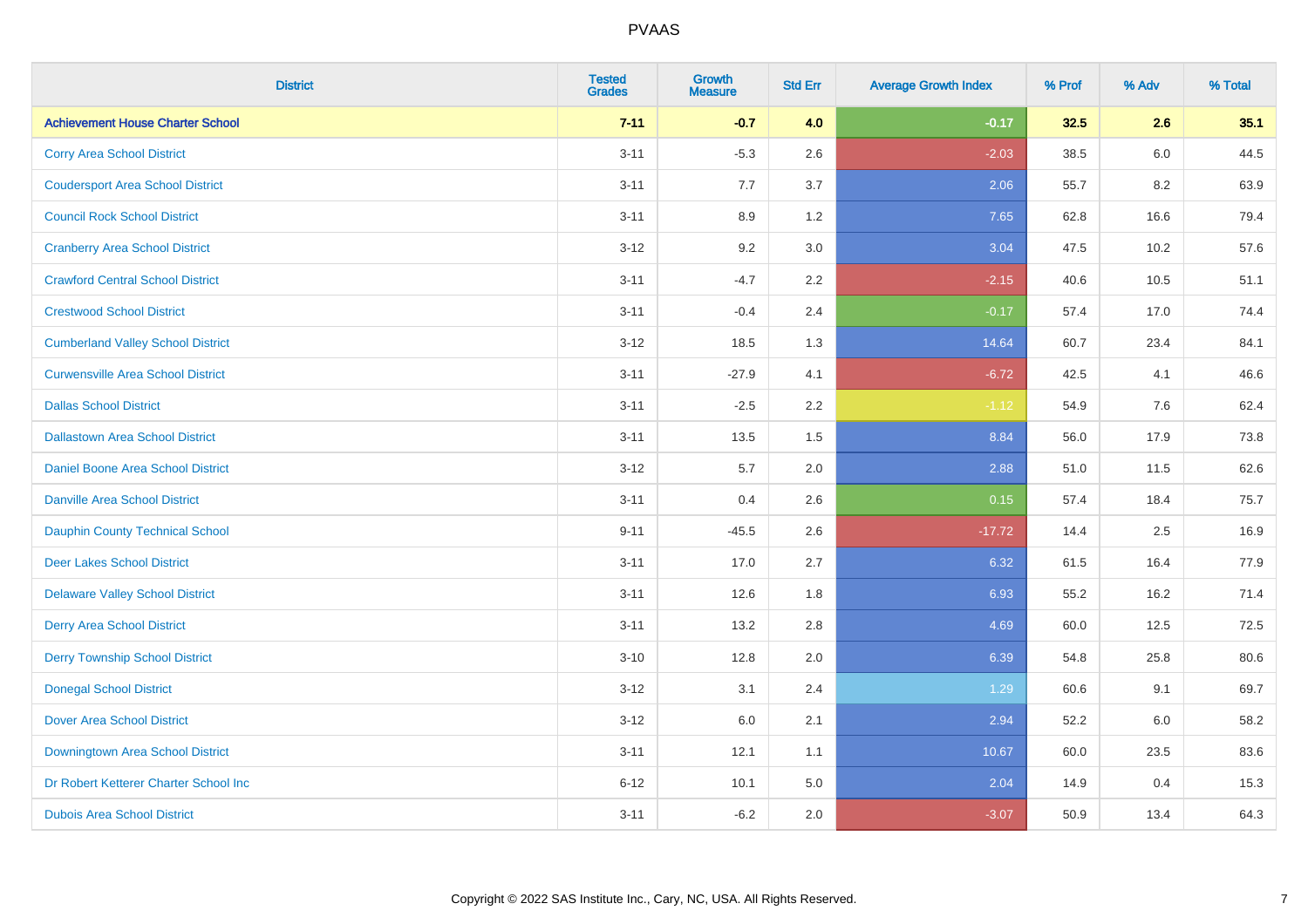# PVAAS

| District | Tested Grades | Growth Measure | Std Err | Average Growth Index | % Prof | % Adv | % Total |
|---|---|---|---|---|---|---|---|
| **Achievement House Charter School** | **7-11** | **-0.7** | **4.0** | **-0.17** | **32.5** | **2.6** | **35.1** |
| Corry Area School District | 3-11 | -5.3 | 2.6 | -2.03 | 38.5 | 6.0 | 44.5 |
| Coudersport Area School District | 3-11 | 7.7 | 3.7 | 2.06 | 55.7 | 8.2 | 63.9 |
| Council Rock School District | 3-11 | 8.9 | 1.2 | 7.65 | 62.8 | 16.6 | 79.4 |
| Cranberry Area School District | 3-12 | 9.2 | 3.0 | 3.04 | 47.5 | 10.2 | 57.6 |
| Crawford Central School District | 3-11 | -4.7 | 2.2 | -2.15 | 40.6 | 10.5 | 51.1 |
| Crestwood School District | 3-11 | -0.4 | 2.4 | -0.17 | 57.4 | 17.0 | 74.4 |
| Cumberland Valley School District | 3-12 | 18.5 | 1.3 | 14.64 | 60.7 | 23.4 | 84.1 |
| Curwensville Area School District | 3-11 | -27.9 | 4.1 | -6.72 | 42.5 | 4.1 | 46.6 |
| Dallas School District | 3-11 | -2.5 | 2.2 | -1.12 | 54.9 | 7.6 | 62.4 |
| Dallastown Area School District | 3-11 | 13.5 | 1.5 | 8.84 | 56.0 | 17.9 | 73.8 |
| Daniel Boone Area School District | 3-12 | 5.7 | 2.0 | 2.88 | 51.0 | 11.5 | 62.6 |
| Danville Area School District | 3-11 | 0.4 | 2.6 | 0.15 | 57.4 | 18.4 | 75.7 |
| Dauphin County Technical School | 9-11 | -45.5 | 2.6 | -17.72 | 14.4 | 2.5 | 16.9 |
| Deer Lakes School District | 3-11 | 17.0 | 2.7 | 6.32 | 61.5 | 16.4 | 77.9 |
| Delaware Valley School District | 3-11 | 12.6 | 1.8 | 6.93 | 55.2 | 16.2 | 71.4 |
| Derry Area School District | 3-11 | 13.2 | 2.8 | 4.69 | 60.0 | 12.5 | 72.5 |
| Derry Township School District | 3-10 | 12.8 | 2.0 | 6.39 | 54.8 | 25.8 | 80.6 |
| Donegal School District | 3-12 | 3.1 | 2.4 | 1.29 | 60.6 | 9.1 | 69.7 |
| Dover Area School District | 3-12 | 6.0 | 2.1 | 2.94 | 52.2 | 6.0 | 58.2 |
| Downingtown Area School District | 3-11 | 12.1 | 1.1 | 10.67 | 60.0 | 23.5 | 83.6 |
| Dr Robert Ketterer Charter School Inc | 6-12 | 10.1 | 5.0 | 2.04 | 14.9 | 0.4 | 15.3 |
| Dubois Area School District | 3-11 | -6.2 | 2.0 | -3.07 | 50.9 | 13.4 | 64.3 |

Copyright © 2022 SAS Institute Inc., Cary, NC, USA. All Rights Reserved.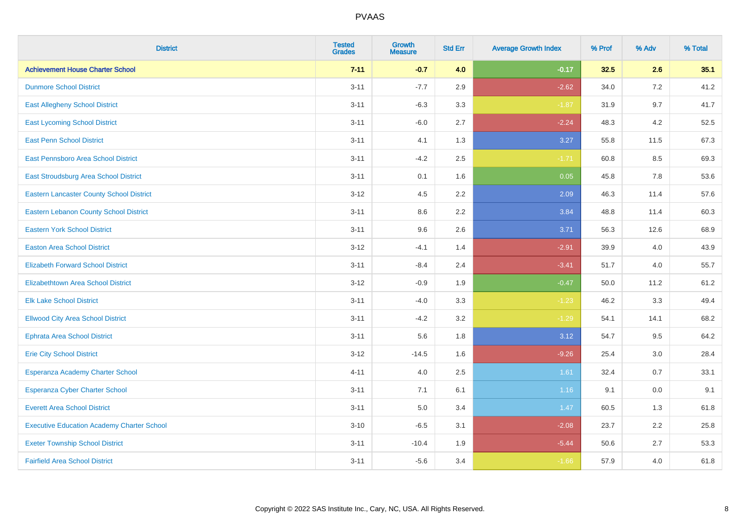| District | Tested Grades | Growth Measure | Std Err | Average Growth Index | % Prof | % Adv | % Total |
|---|---|---|---|---|---|---|---|
| **Achievement House Charter School** | **7-11** | **-0.7** | **4.0** | **-0.17** | **32.5** | **2.6** | **35.1** |
| Dunmore School District | 3-11 | -7.7 | 2.9 | -2.62 | 34.0 | 7.2 | 41.2 |
| East Allegheny School District | 3-11 | -6.3 | 3.3 | -1.87 | 31.9 | 9.7 | 41.7 |
| East Lycoming School District | 3-11 | -6.0 | 2.7 | -2.24 | 48.3 | 4.2 | 52.5 |
| East Penn School District | 3-11 | 4.1 | 1.3 | 3.27 | 55.8 | 11.5 | 67.3 |
| East Pennsboro Area School District | 3-11 | -4.2 | 2.5 | -1.71 | 60.8 | 8.5 | 69.3 |
| East Stroudsburg Area School District | 3-11 | 0.1 | 1.6 | 0.05 | 45.8 | 7.8 | 53.6 |
| Eastern Lancaster County School District | 3-12 | 4.5 | 2.2 | 2.09 | 46.3 | 11.4 | 57.6 |
| Eastern Lebanon County School District | 3-11 | 8.6 | 2.2 | 3.84 | 48.8 | 11.4 | 60.3 |
| Eastern York School District | 3-11 | 9.6 | 2.6 | 3.71 | 56.3 | 12.6 | 68.9 |
| Easton Area School District | 3-12 | -4.1 | 1.4 | -2.91 | 39.9 | 4.0 | 43.9 |
| Elizabeth Forward School District | 3-11 | -8.4 | 2.4 | -3.41 | 51.7 | 4.0 | 55.7 |
| Elizabethtown Area School District | 3-12 | -0.9 | 1.9 | -0.47 | 50.0 | 11.2 | 61.2 |
| Elk Lake School District | 3-11 | -4.0 | 3.3 | -1.23 | 46.2 | 3.3 | 49.4 |
| Ellwood City Area School District | 3-11 | -4.2 | 3.2 | -1.29 | 54.1 | 14.1 | 68.2 |
| Ephrata Area School District | 3-11 | 5.6 | 1.8 | 3.12 | 54.7 | 9.5 | 64.2 |
| Erie City School District | 3-12 | -14.5 | 1.6 | -9.26 | 25.4 | 3.0 | 28.4 |
| Esperanza Academy Charter School | 4-11 | 4.0 | 2.5 | 1.61 | 32.4 | 0.7 | 33.1 |
| Esperanza Cyber Charter School | 3-11 | 7.1 | 6.1 | 1.16 | 9.1 | 0.0 | 9.1 |
| Everett Area School District | 3-11 | 5.0 | 3.4 | 1.47 | 60.5 | 1.3 | 61.8 |
| Executive Education Academy Charter School | 3-10 | -6.5 | 3.1 | -2.08 | 23.7 | 2.2 | 25.8 |
| Exeter Township School District | 3-11 | -10.4 | 1.9 | -5.44 | 50.6 | 2.7 | 53.3 |
| Fairfield Area School District | 3-11 | -5.6 | 3.4 | -1.66 | 57.9 | 4.0 | 61.8 |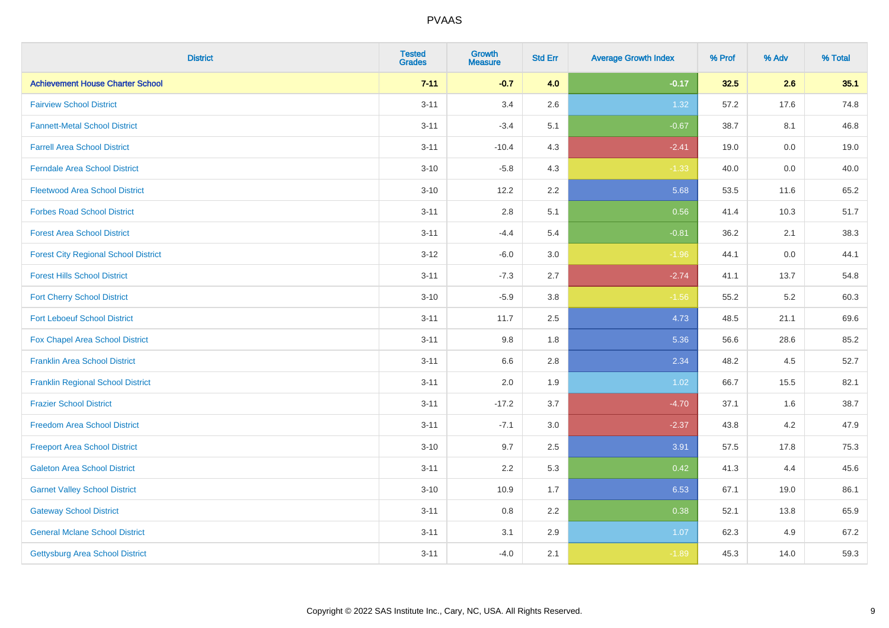# PVAAS

| District | Tested Grades | Growth Measure | Std Err | Average Growth Index | % Prof | % Adv | % Total |
|---|---|---|---|---|---|---|---|
| **Achievement House Charter School** | **7-11** | **-0.7** | **4.0** | **-0.17** | **32.5** | **2.6** | **35.1** |
| Fairview School District | 3-11 | 3.4 | 2.6 | 1.32 | 57.2 | 17.6 | 74.8 |
| Fannett-Metal School District | 3-11 | -3.4 | 5.1 | -0.67 | 38.7 | 8.1 | 46.8 |
| Farrell Area School District | 3-11 | -10.4 | 4.3 | -2.41 | 19.0 | 0.0 | 19.0 |
| Ferndale Area School District | 3-10 | -5.8 | 4.3 | -1.33 | 40.0 | 0.0 | 40.0 |
| Fleetwood Area School District | 3-10 | 12.2 | 2.2 | 5.68 | 53.5 | 11.6 | 65.2 |
| Forbes Road School District | 3-11 | 2.8 | 5.1 | 0.56 | 41.4 | 10.3 | 51.7 |
| Forest Area School District | 3-11 | -4.4 | 5.4 | -0.81 | 36.2 | 2.1 | 38.3 |
| Forest City Regional School District | 3-12 | -6.0 | 3.0 | -1.96 | 44.1 | 0.0 | 44.1 |
| Forest Hills School District | 3-11 | -7.3 | 2.7 | -2.74 | 41.1 | 13.7 | 54.8 |
| Fort Cherry School District | 3-10 | -5.9 | 3.8 | -1.56 | 55.2 | 5.2 | 60.3 |
| Fort Leboeuf School District | 3-11 | 11.7 | 2.5 | 4.73 | 48.5 | 21.1 | 69.6 |
| Fox Chapel Area School District | 3-11 | 9.8 | 1.8 | 5.36 | 56.6 | 28.6 | 85.2 |
| Franklin Area School District | 3-11 | 6.6 | 2.8 | 2.34 | 48.2 | 4.5 | 52.7 |
| Franklin Regional School District | 3-11 | 2.0 | 1.9 | 1.02 | 66.7 | 15.5 | 82.1 |
| Frazier School District | 3-11 | -17.2 | 3.7 | -4.70 | 37.1 | 1.6 | 38.7 |
| Freedom Area School District | 3-11 | -7.1 | 3.0 | -2.37 | 43.8 | 4.2 | 47.9 |
| Freeport Area School District | 3-10 | 9.7 | 2.5 | 3.91 | 57.5 | 17.8 | 75.3 |
| Galeton Area School District | 3-11 | 2.2 | 5.3 | 0.42 | 41.3 | 4.4 | 45.6 |
| Garnet Valley School District | 3-10 | 10.9 | 1.7 | 6.53 | 67.1 | 19.0 | 86.1 |
| Gateway School District | 3-11 | 0.8 | 2.2 | 0.38 | 52.1 | 13.8 | 65.9 |
| General Mclane School District | 3-11 | 3.1 | 2.9 | 1.07 | 62.3 | 4.9 | 67.2 |
| Gettysburg Area School District | 3-11 | -4.0 | 2.1 | -1.89 | 45.3 | 14.0 | 59.3 |

Copyright © 2022 SAS Institute Inc., Cary, NC, USA. All Rights Reserved.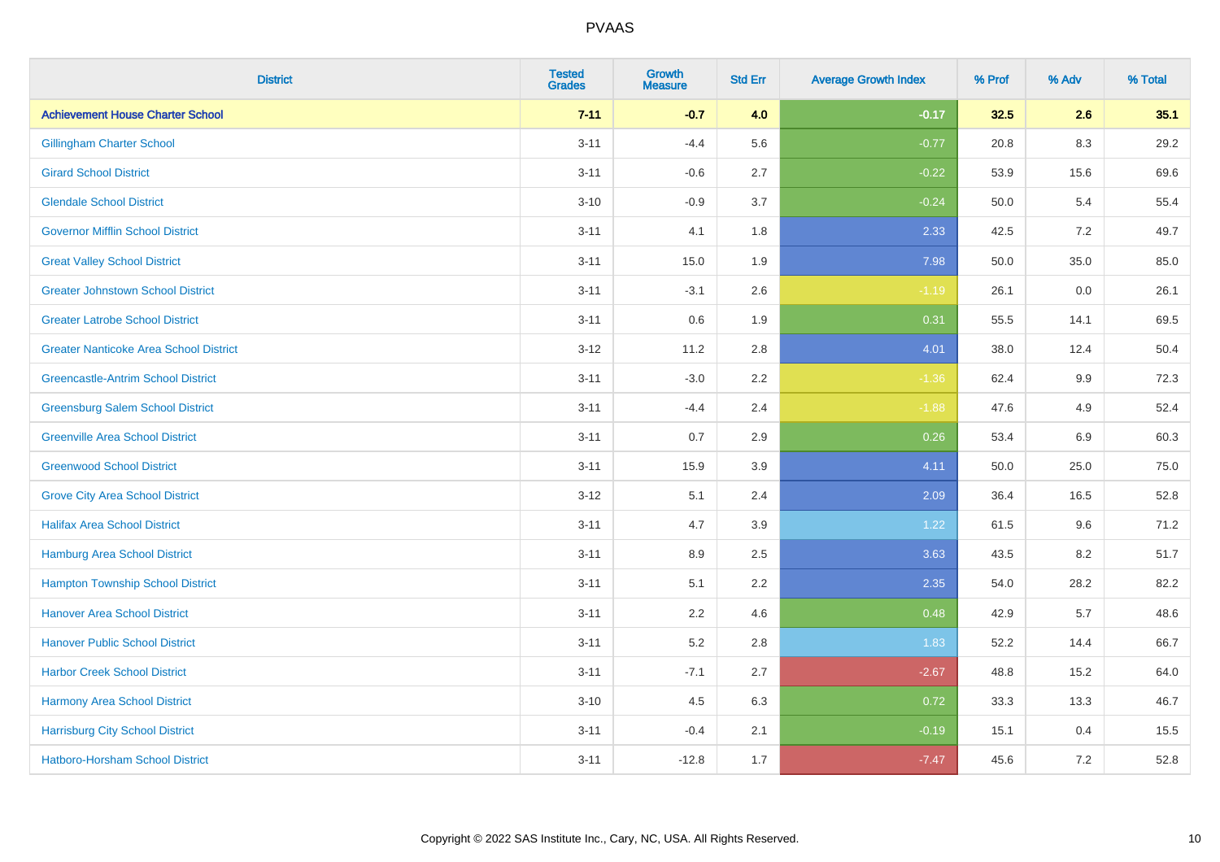| District | Tested Grades | Growth Measure | Std Err | Average Growth Index | % Prof | % Adv | % Total |
|---|---|---|---|---|---|---|---|
| **Achievement House Charter School** | **7-11** | **-0.7** | **4.0** | **-0.17** | **32.5** | **2.6** | **35.1** |
| Gillingham Charter School | 3-11 | -4.4 | 5.6 | -0.77 | 20.8 | 8.3 | 29.2 |
| Girard School District | 3-11 | -0.6 | 2.7 | -0.22 | 53.9 | 15.6 | 69.6 |
| Glendale School District | 3-10 | -0.9 | 3.7 | -0.24 | 50.0 | 5.4 | 55.4 |
| Governor Mifflin School District | 3-11 | 4.1 | 1.8 | 2.33 | 42.5 | 7.2 | 49.7 |
| Great Valley School District | 3-11 | 15.0 | 1.9 | 7.98 | 50.0 | 35.0 | 85.0 |
| Greater Johnstown School District | 3-11 | -3.1 | 2.6 | -1.19 | 26.1 | 0.0 | 26.1 |
| Greater Latrobe School District | 3-11 | 0.6 | 1.9 | 0.31 | 55.5 | 14.1 | 69.5 |
| Greater Nanticoke Area School District | 3-12 | 11.2 | 2.8 | 4.01 | 38.0 | 12.4 | 50.4 |
| Greencastle-Antrim School District | 3-11 | -3.0 | 2.2 | -1.36 | 62.4 | 9.9 | 72.3 |
| Greensburg Salem School District | 3-11 | -4.4 | 2.4 | -1.88 | 47.6 | 4.9 | 52.4 |
| Greenville Area School District | 3-11 | 0.7 | 2.9 | 0.26 | 53.4 | 6.9 | 60.3 |
| Greenwood School District | 3-11 | 15.9 | 3.9 | 4.11 | 50.0 | 25.0 | 75.0 |
| Grove City Area School District | 3-12 | 5.1 | 2.4 | 2.09 | 36.4 | 16.5 | 52.8 |
| Halifax Area School District | 3-11 | 4.7 | 3.9 | 1.22 | 61.5 | 9.6 | 71.2 |
| Hamburg Area School District | 3-11 | 8.9 | 2.5 | 3.63 | 43.5 | 8.2 | 51.7 |
| Hampton Township School District | 3-11 | 5.1 | 2.2 | 2.35 | 54.0 | 28.2 | 82.2 |
| Hanover Area School District | 3-11 | 2.2 | 4.6 | 0.48 | 42.9 | 5.7 | 48.6 |
| Hanover Public School District | 3-11 | 5.2 | 2.8 | 1.83 | 52.2 | 14.4 | 66.7 |
| Harbor Creek School District | 3-11 | -7.1 | 2.7 | -2.67 | 48.8 | 15.2 | 64.0 |
| Harmony Area School District | 3-10 | 4.5 | 6.3 | 0.72 | 33.3 | 13.3 | 46.7 |
| Harrisburg City School District | 3-11 | -0.4 | 2.1 | -0.19 | 15.1 | 0.4 | 15.5 |
| Hatboro-Horsham School District | 3-11 | -12.8 | 1.7 | -7.47 | 45.6 | 7.2 | 52.8 |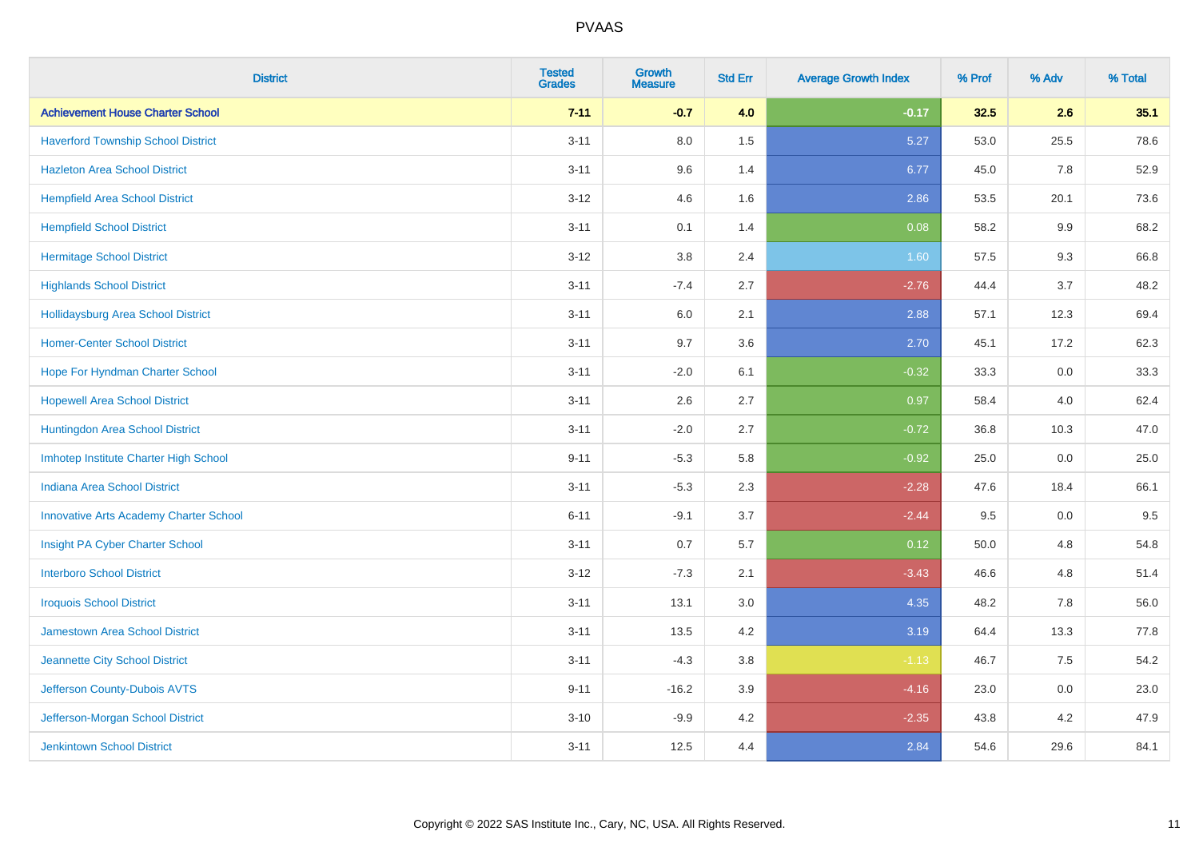| District | Tested Grades | Growth Measure | Std Err | Average Growth Index | % Prof | % Adv | % Total |
|---|---|---|---|---|---|---|---|
| **Achievement House Charter School** | **7-11** | **-0.7** | **4.0** | **-0.17** | **32.5** | **2.6** | **35.1** |
| Haverford Township School District | 3-11 | 8.0 | 1.5 | 5.27 | 53.0 | 25.5 | 78.6 |
| Hazleton Area School District | 3-11 | 9.6 | 1.4 | 6.77 | 45.0 | 7.8 | 52.9 |
| Hempfield Area School District | 3-12 | 4.6 | 1.6 | 2.86 | 53.5 | 20.1 | 73.6 |
| Hempfield School District | 3-11 | 0.1 | 1.4 | 0.08 | 58.2 | 9.9 | 68.2 |
| Hermitage School District | 3-12 | 3.8 | 2.4 | 1.60 | 57.5 | 9.3 | 66.8 |
| Highlands School District | 3-11 | -7.4 | 2.7 | -2.76 | 44.4 | 3.7 | 48.2 |
| Hollidaysburg Area School District | 3-11 | 6.0 | 2.1 | 2.88 | 57.1 | 12.3 | 69.4 |
| Homer-Center School District | 3-11 | 9.7 | 3.6 | 2.70 | 45.1 | 17.2 | 62.3 |
| Hope For Hyndman Charter School | 3-11 | -2.0 | 6.1 | -0.32 | 33.3 | 0.0 | 33.3 |
| Hopewell Area School District | 3-11 | 2.6 | 2.7 | 0.97 | 58.4 | 4.0 | 62.4 |
| Huntingdon Area School District | 3-11 | -2.0 | 2.7 | -0.72 | 36.8 | 10.3 | 47.0 |
| Imhotep Institute Charter High School | 9-11 | -5.3 | 5.8 | -0.92 | 25.0 | 0.0 | 25.0 |
| Indiana Area School District | 3-11 | -5.3 | 2.3 | -2.28 | 47.6 | 18.4 | 66.1 |
| Innovative Arts Academy Charter School | 6-11 | -9.1 | 3.7 | -2.44 | 9.5 | 0.0 | 9.5 |
| Insight PA Cyber Charter School | 3-11 | 0.7 | 5.7 | 0.12 | 50.0 | 4.8 | 54.8 |
| Interboro School District | 3-12 | -7.3 | 2.1 | -3.43 | 46.6 | 4.8 | 51.4 |
| Iroquois School District | 3-11 | 13.1 | 3.0 | 4.35 | 48.2 | 7.8 | 56.0 |
| Jamestown Area School District | 3-11 | 13.5 | 4.2 | 3.19 | 64.4 | 13.3 | 77.8 |
| Jeannette City School District | 3-11 | -4.3 | 3.8 | -1.13 | 46.7 | 7.5 | 54.2 |
| Jefferson County-Dubois AVTS | 9-11 | -16.2 | 3.9 | -4.16 | 23.0 | 0.0 | 23.0 |
| Jefferson-Morgan School District | 3-10 | -9.9 | 4.2 | -2.35 | 43.8 | 4.2 | 47.9 |
| Jenkintown School District | 3-11 | 12.5 | 4.4 | 2.84 | 54.6 | 29.6 | 84.1 |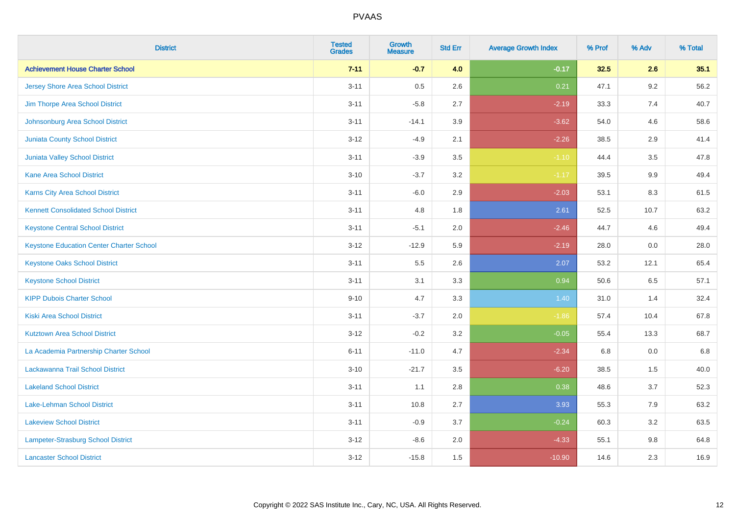# PVAAS

| District | Tested Grades | Growth Measure | Std Err | Average Growth Index | % Prof | % Adv | % Total |
|---|---|---|---|---|---|---|---|
| **Achievement House Charter School** | **7-11** | **-0.7** | **4.0** | **-0.17** | **32.5** | **2.6** | **35.1** |
| Jersey Shore Area School District | 3-11 | 0.5 | 2.6 | 0.21 | 47.1 | 9.2 | 56.2 |
| Jim Thorpe Area School District | 3-11 | -5.8 | 2.7 | -2.19 | 33.3 | 7.4 | 40.7 |
| Johnsonburg Area School District | 3-11 | -14.1 | 3.9 | -3.62 | 54.0 | 4.6 | 58.6 |
| Juniata County School District | 3-12 | -4.9 | 2.1 | -2.26 | 38.5 | 2.9 | 41.4 |
| Juniata Valley School District | 3-11 | -3.9 | 3.5 | -1.10 | 44.4 | 3.5 | 47.8 |
| Kane Area School District | 3-10 | -3.7 | 3.2 | -1.17 | 39.5 | 9.9 | 49.4 |
| Karns City Area School District | 3-11 | -6.0 | 2.9 | -2.03 | 53.1 | 8.3 | 61.5 |
| Kennett Consolidated School District | 3-11 | 4.8 | 1.8 | 2.61 | 52.5 | 10.7 | 63.2 |
| Keystone Central School District | 3-11 | -5.1 | 2.0 | -2.46 | 44.7 | 4.6 | 49.4 |
| Keystone Education Center Charter School | 3-12 | -12.9 | 5.9 | -2.19 | 28.0 | 0.0 | 28.0 |
| Keystone Oaks School District | 3-11 | 5.5 | 2.6 | 2.07 | 53.2 | 12.1 | 65.4 |
| Keystone School District | 3-11 | 3.1 | 3.3 | 0.94 | 50.6 | 6.5 | 57.1 |
| KIPP Dubois Charter School | 9-10 | 4.7 | 3.3 | 1.40 | 31.0 | 1.4 | 32.4 |
| Kiski Area School District | 3-11 | -3.7 | 2.0 | -1.86 | 57.4 | 10.4 | 67.8 |
| Kutztown Area School District | 3-12 | -0.2 | 3.2 | -0.05 | 55.4 | 13.3 | 68.7 |
| La Academia Partnership Charter School | 6-11 | -11.0 | 4.7 | -2.34 | 6.8 | 0.0 | 6.8 |
| Lackawanna Trail School District | 3-10 | -21.7 | 3.5 | -6.20 | 38.5 | 1.5 | 40.0 |
| Lakeland School District | 3-11 | 1.1 | 2.8 | 0.38 | 48.6 | 3.7 | 52.3 |
| Lake-Lehman School District | 3-11 | 10.8 | 2.7 | 3.93 | 55.3 | 7.9 | 63.2 |
| Lakeview School District | 3-11 | -0.9 | 3.7 | -0.24 | 60.3 | 3.2 | 63.5 |
| Lampeter-Strasburg School District | 3-12 | -8.6 | 2.0 | -4.33 | 55.1 | 9.8 | 64.8 |
| Lancaster School District | 3-12 | -15.8 | 1.5 | -10.90 | 14.6 | 2.3 | 16.9 |

Copyright © 2022 SAS Institute Inc., Cary, NC, USA. All Rights Reserved.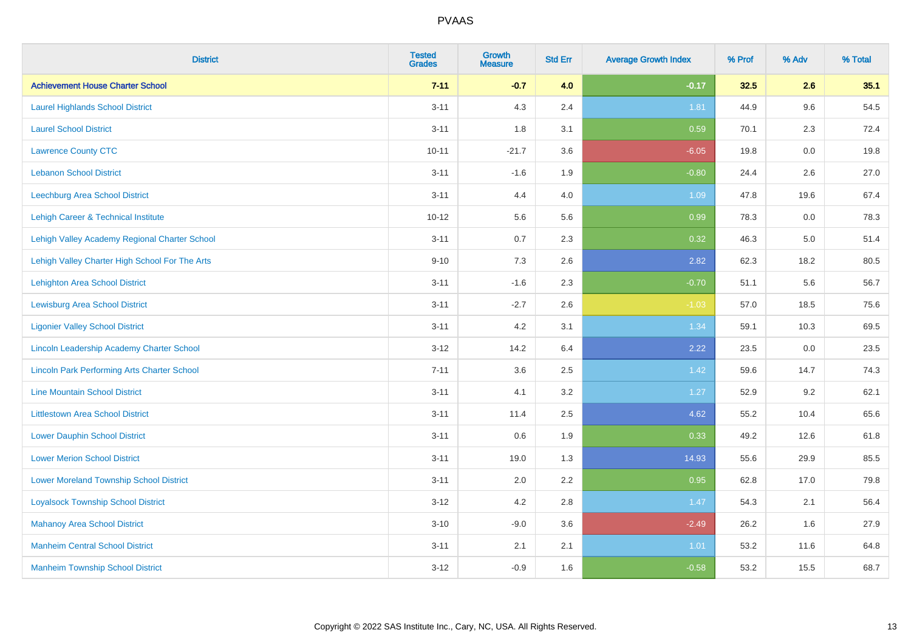# PVAAS

| District | Tested Grades | Growth Measure | Std Err | Average Growth Index | % Prof | % Adv | % Total |
|---|---|---|---|---|---|---|---|
| **Achievement House Charter School** | **7-11** | **-0.7** | **4.0** | **-0.17** | **32.5** | **2.6** | **35.1** |
| Laurel Highlands School District | 3-11 | 4.3 | 2.4 | 1.81 | 44.9 | 9.6 | 54.5 |
| Laurel School District | 3-11 | 1.8 | 3.1 | 0.59 | 70.1 | 2.3 | 72.4 |
| Lawrence County CTC | 10-11 | -21.7 | 3.6 | -6.05 | 19.8 | 0.0 | 19.8 |
| Lebanon School District | 3-11 | -1.6 | 1.9 | -0.80 | 24.4 | 2.6 | 27.0 |
| Leechburg Area School District | 3-11 | 4.4 | 4.0 | 1.09 | 47.8 | 19.6 | 67.4 |
| Lehigh Career & Technical Institute | 10-12 | 5.6 | 5.6 | 0.99 | 78.3 | 0.0 | 78.3 |
| Lehigh Valley Academy Regional Charter School | 3-11 | 0.7 | 2.3 | 0.32 | 46.3 | 5.0 | 51.4 |
| Lehigh Valley Charter High School For The Arts | 9-10 | 7.3 | 2.6 | 2.82 | 62.3 | 18.2 | 80.5 |
| Lehighton Area School District | 3-11 | -1.6 | 2.3 | -0.70 | 51.1 | 5.6 | 56.7 |
| Lewisburg Area School District | 3-11 | -2.7 | 2.6 | -1.03 | 57.0 | 18.5 | 75.6 |
| Ligonier Valley School District | 3-11 | 4.2 | 3.1 | 1.34 | 59.1 | 10.3 | 69.5 |
| Lincoln Leadership Academy Charter School | 3-12 | 14.2 | 6.4 | 2.22 | 23.5 | 0.0 | 23.5 |
| Lincoln Park Performing Arts Charter School | 7-11 | 3.6 | 2.5 | 1.42 | 59.6 | 14.7 | 74.3 |
| Line Mountain School District | 3-11 | 4.1 | 3.2 | 1.27 | 52.9 | 9.2 | 62.1 |
| Littlestown Area School District | 3-11 | 11.4 | 2.5 | 4.62 | 55.2 | 10.4 | 65.6 |
| Lower Dauphin School District | 3-11 | 0.6 | 1.9 | 0.33 | 49.2 | 12.6 | 61.8 |
| Lower Merion School District | 3-11 | 19.0 | 1.3 | 14.93 | 55.6 | 29.9 | 85.5 |
| Lower Moreland Township School District | 3-11 | 2.0 | 2.2 | 0.95 | 62.8 | 17.0 | 79.8 |
| Loyalsock Township School District | 3-12 | 4.2 | 2.8 | 1.47 | 54.3 | 2.1 | 56.4 |
| Mahanoy Area School District | 3-10 | -9.0 | 3.6 | -2.49 | 26.2 | 1.6 | 27.9 |
| Manheim Central School District | 3-11 | 2.1 | 2.1 | 1.01 | 53.2 | 11.6 | 64.8 |
| Manheim Township School District | 3-12 | -0.9 | 1.6 | -0.58 | 53.2 | 15.5 | 68.7 |

Copyright © 2022 SAS Institute Inc., Cary, NC, USA. All Rights Reserved.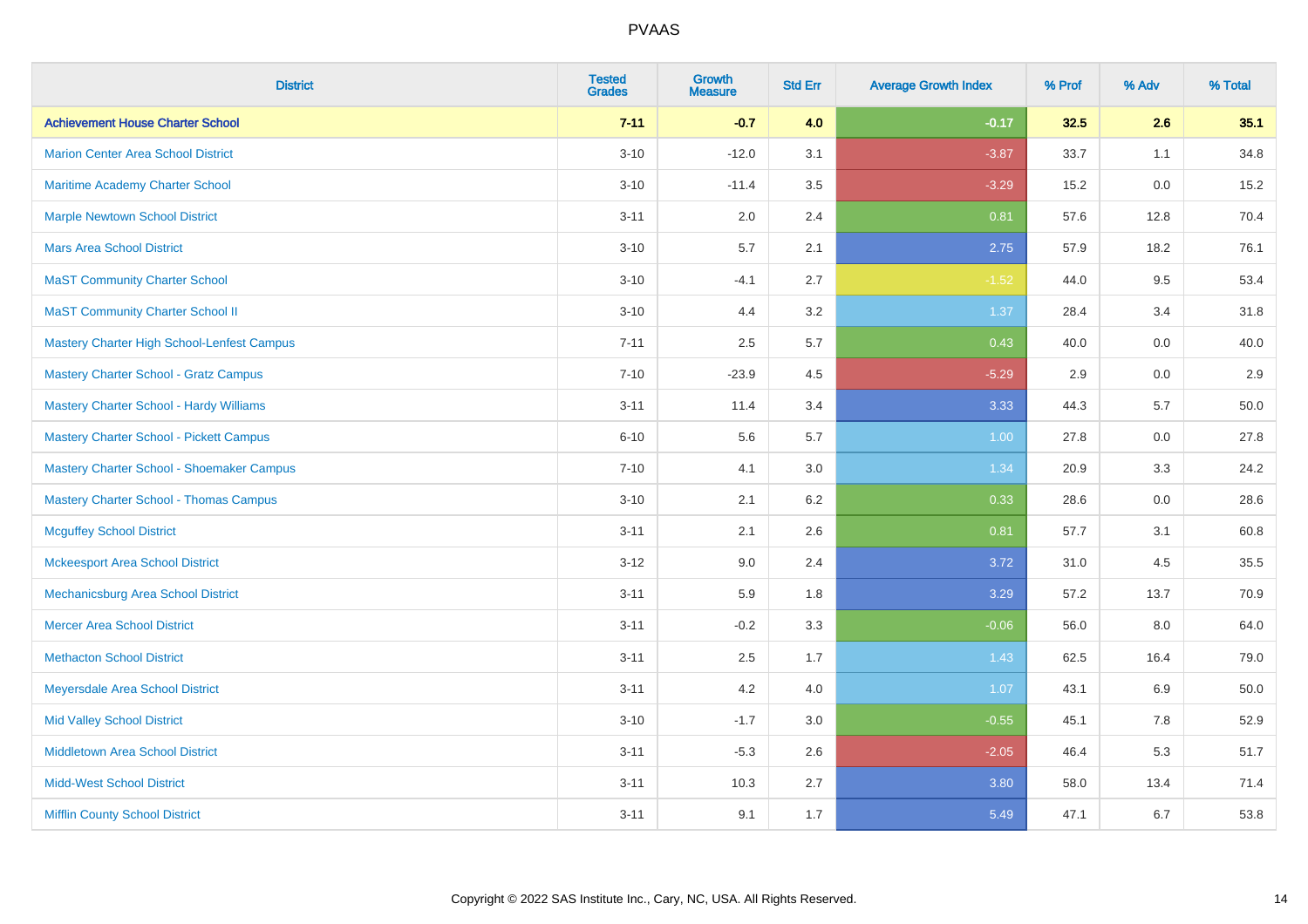# PVAAS

| District | Tested Grades | Growth Measure | Std Err | Average Growth Index | % Prof | % Adv | % Total |
|---|---|---|---|---|---|---|---|
| **Achievement House Charter School** | **7-11** | **-0.7** | **4.0** | **-0.17** | **32.5** | **2.6** | **35.1** |
| Marion Center Area School District | 3-10 | -12.0 | 3.1 | -3.87 | 33.7 | 1.1 | 34.8 |
| Maritime Academy Charter School | 3-10 | -11.4 | 3.5 | -3.29 | 15.2 | 0.0 | 15.2 |
| Marple Newtown School District | 3-11 | 2.0 | 2.4 | 0.81 | 57.6 | 12.8 | 70.4 |
| Mars Area School District | 3-10 | 5.7 | 2.1 | 2.75 | 57.9 | 18.2 | 76.1 |
| MaST Community Charter School | 3-10 | -4.1 | 2.7 | -1.52 | 44.0 | 9.5 | 53.4 |
| MaST Community Charter School II | 3-10 | 4.4 | 3.2 | 1.37 | 28.4 | 3.4 | 31.8 |
| Mastery Charter High School-Lenfest Campus | 7-11 | 2.5 | 5.7 | 0.43 | 40.0 | 0.0 | 40.0 |
| Mastery Charter School - Gratz Campus | 7-10 | -23.9 | 4.5 | -5.29 | 2.9 | 0.0 | 2.9 |
| Mastery Charter School - Hardy Williams | 3-11 | 11.4 | 3.4 | 3.33 | 44.3 | 5.7 | 50.0 |
| Mastery Charter School - Pickett Campus | 6-10 | 5.6 | 5.7 | 1.00 | 27.8 | 0.0 | 27.8 |
| Mastery Charter School - Shoemaker Campus | 7-10 | 4.1 | 3.0 | 1.34 | 20.9 | 3.3 | 24.2 |
| Mastery Charter School - Thomas Campus | 3-10 | 2.1 | 6.2 | 0.33 | 28.6 | 0.0 | 28.6 |
| Mcguffey School District | 3-11 | 2.1 | 2.6 | 0.81 | 57.7 | 3.1 | 60.8 |
| Mckeesport Area School District | 3-12 | 9.0 | 2.4 | 3.72 | 31.0 | 4.5 | 35.5 |
| Mechanicsburg Area School District | 3-11 | 5.9 | 1.8 | 3.29 | 57.2 | 13.7 | 70.9 |
| Mercer Area School District | 3-11 | -0.2 | 3.3 | -0.06 | 56.0 | 8.0 | 64.0 |
| Methacton School District | 3-11 | 2.5 | 1.7 | 1.43 | 62.5 | 16.4 | 79.0 |
| Meyersdale Area School District | 3-11 | 4.2 | 4.0 | 1.07 | 43.1 | 6.9 | 50.0 |
| Mid Valley School District | 3-10 | -1.7 | 3.0 | -0.55 | 45.1 | 7.8 | 52.9 |
| Middletown Area School District | 3-11 | -5.3 | 2.6 | -2.05 | 46.4 | 5.3 | 51.7 |
| Midd-West School District | 3-11 | 10.3 | 2.7 | 3.80 | 58.0 | 13.4 | 71.4 |
| Mifflin County School District | 3-11 | 9.1 | 1.7 | 5.49 | 47.1 | 6.7 | 53.8 |

Copyright © 2022 SAS Institute Inc., Cary, NC, USA. All Rights Reserved.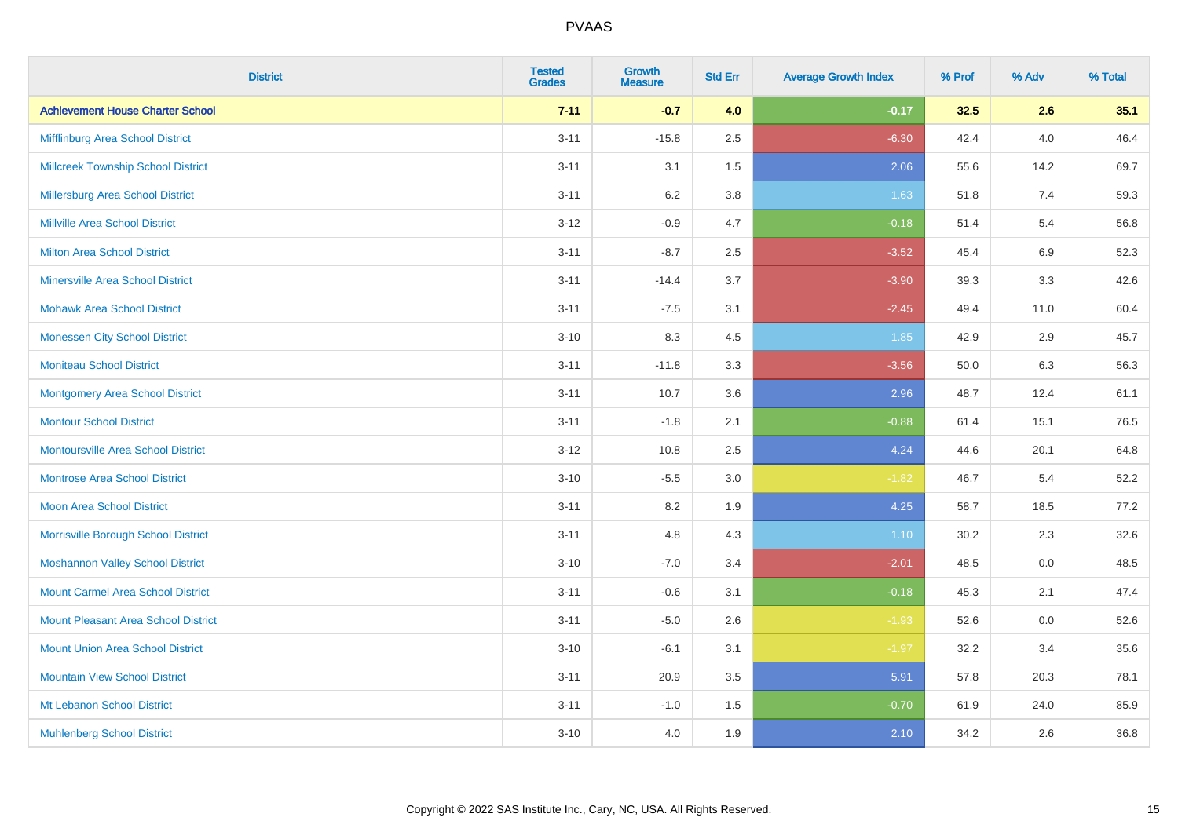| District | Tested Grades | Growth Measure | Std Err | Average Growth Index | % Prof | % Adv | % Total |
|---|---|---|---|---|---|---|---|
| **Achievement House Charter School** | **7-11** | **-0.7** | **4.0** | **-0.17** | **32.5** | **2.6** | **35.1** |
| Mifflinburg Area School District | 3-11 | -15.8 | 2.5 | -6.30 | 42.4 | 4.0 | 46.4 |
| Millcreek Township School District | 3-11 | 3.1 | 1.5 | 2.06 | 55.6 | 14.2 | 69.7 |
| Millersburg Area School District | 3-11 | 6.2 | 3.8 | 1.63 | 51.8 | 7.4 | 59.3 |
| Millville Area School District | 3-12 | -0.9 | 4.7 | -0.18 | 51.4 | 5.4 | 56.8 |
| Milton Area School District | 3-11 | -8.7 | 2.5 | -3.52 | 45.4 | 6.9 | 52.3 |
| Minersville Area School District | 3-11 | -14.4 | 3.7 | -3.90 | 39.3 | 3.3 | 42.6 |
| Mohawk Area School District | 3-11 | -7.5 | 3.1 | -2.45 | 49.4 | 11.0 | 60.4 |
| Monessen City School District | 3-10 | 8.3 | 4.5 | 1.85 | 42.9 | 2.9 | 45.7 |
| Moniteau School District | 3-11 | -11.8 | 3.3 | -3.56 | 50.0 | 6.3 | 56.3 |
| Montgomery Area School District | 3-11 | 10.7 | 3.6 | 2.96 | 48.7 | 12.4 | 61.1 |
| Montour School District | 3-11 | -1.8 | 2.1 | -0.88 | 61.4 | 15.1 | 76.5 |
| Montoursville Area School District | 3-12 | 10.8 | 2.5 | 4.24 | 44.6 | 20.1 | 64.8 |
| Montrose Area School District | 3-10 | -5.5 | 3.0 | -1.82 | 46.7 | 5.4 | 52.2 |
| Moon Area School District | 3-11 | 8.2 | 1.9 | 4.25 | 58.7 | 18.5 | 77.2 |
| Morrisville Borough School District | 3-11 | 4.8 | 4.3 | 1.10 | 30.2 | 2.3 | 32.6 |
| Moshannon Valley School District | 3-10 | -7.0 | 3.4 | -2.01 | 48.5 | 0.0 | 48.5 |
| Mount Carmel Area School District | 3-11 | -0.6 | 3.1 | -0.18 | 45.3 | 2.1 | 47.4 |
| Mount Pleasant Area School District | 3-11 | -5.0 | 2.6 | -1.93 | 52.6 | 0.0 | 52.6 |
| Mount Union Area School District | 3-10 | -6.1 | 3.1 | -1.97 | 32.2 | 3.4 | 35.6 |
| Mountain View School District | 3-11 | 20.9 | 3.5 | 5.91 | 57.8 | 20.3 | 78.1 |
| Mt Lebanon School District | 3-11 | -1.0 | 1.5 | -0.70 | 61.9 | 24.0 | 85.9 |
| Muhlenberg School District | 3-10 | 4.0 | 1.9 | 2.10 | 34.2 | 2.6 | 36.8 |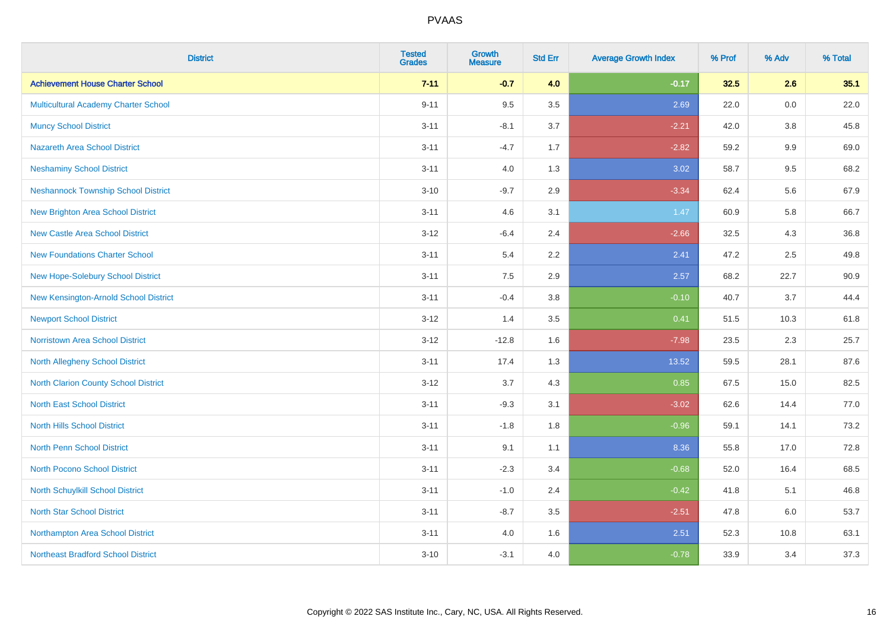| District | Tested Grades | Growth Measure | Std Err | Average Growth Index | % Prof | % Adv | % Total |
|---|---|---|---|---|---|---|---|
| **Achievement House Charter School** | **7-11** | **-0.7** | **4.0** | **-0.17** | **32.5** | **2.6** | **35.1** |
| Multicultural Academy Charter School | 9-11 | 9.5 | 3.5 | 2.69 | 22.0 | 0.0 | 22.0 |
| Muncy School District | 3-11 | -8.1 | 3.7 | -2.21 | 42.0 | 3.8 | 45.8 |
| Nazareth Area School District | 3-11 | -4.7 | 1.7 | -2.82 | 59.2 | 9.9 | 69.0 |
| Neshaminy School District | 3-11 | 4.0 | 1.3 | 3.02 | 58.7 | 9.5 | 68.2 |
| Neshannock Township School District | 3-10 | -9.7 | 2.9 | -3.34 | 62.4 | 5.6 | 67.9 |
| New Brighton Area School District | 3-11 | 4.6 | 3.1 | 1.47 | 60.9 | 5.8 | 66.7 |
| New Castle Area School District | 3-12 | -6.4 | 2.4 | -2.66 | 32.5 | 4.3 | 36.8 |
| New Foundations Charter School | 3-11 | 5.4 | 2.2 | 2.41 | 47.2 | 2.5 | 49.8 |
| New Hope-Solebury School District | 3-11 | 7.5 | 2.9 | 2.57 | 68.2 | 22.7 | 90.9 |
| New Kensington-Arnold School District | 3-11 | -0.4 | 3.8 | -0.10 | 40.7 | 3.7 | 44.4 |
| Newport School District | 3-12 | 1.4 | 3.5 | 0.41 | 51.5 | 10.3 | 61.8 |
| Norristown Area School District | 3-12 | -12.8 | 1.6 | -7.98 | 23.5 | 2.3 | 25.7 |
| North Allegheny School District | 3-11 | 17.4 | 1.3 | 13.52 | 59.5 | 28.1 | 87.6 |
| North Clarion County School District | 3-12 | 3.7 | 4.3 | 0.85 | 67.5 | 15.0 | 82.5 |
| North East School District | 3-11 | -9.3 | 3.1 | -3.02 | 62.6 | 14.4 | 77.0 |
| North Hills School District | 3-11 | -1.8 | 1.8 | -0.96 | 59.1 | 14.1 | 73.2 |
| North Penn School District | 3-11 | 9.1 | 1.1 | 8.36 | 55.8 | 17.0 | 72.8 |
| North Pocono School District | 3-11 | -2.3 | 3.4 | -0.68 | 52.0 | 16.4 | 68.5 |
| North Schuylkill School District | 3-11 | -1.0 | 2.4 | -0.42 | 41.8 | 5.1 | 46.8 |
| North Star School District | 3-11 | -8.7 | 3.5 | -2.51 | 47.8 | 6.0 | 53.7 |
| Northampton Area School District | 3-11 | 4.0 | 1.6 | 2.51 | 52.3 | 10.8 | 63.1 |
| Northeast Bradford School District | 3-10 | -3.1 | 4.0 | -0.78 | 33.9 | 3.4 | 37.3 |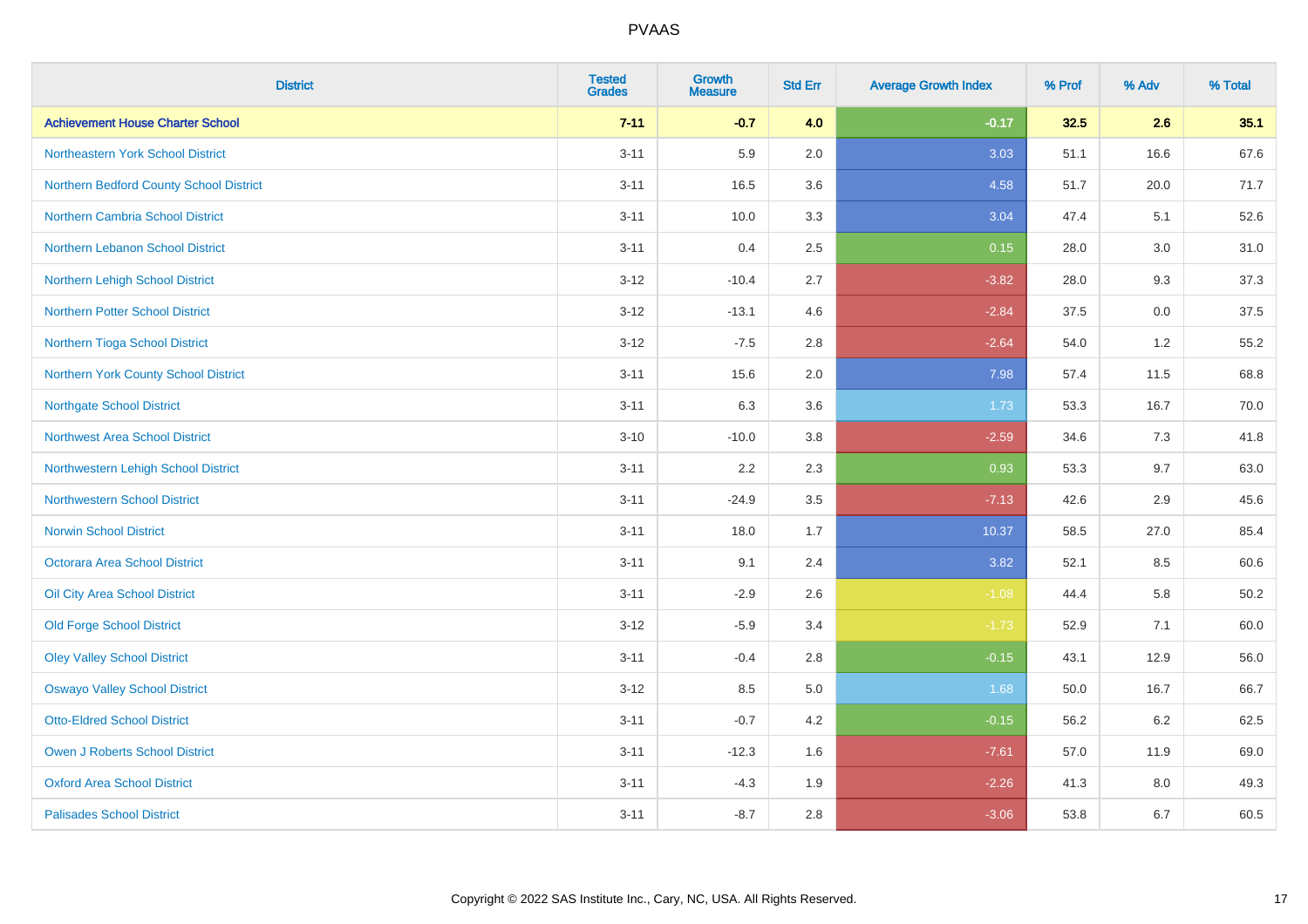| District | Tested Grades | Growth Measure | Std Err | Average Growth Index | % Prof | % Adv | % Total |
|---|---|---|---|---|---|---|---|
| **Achievement House Charter School** | **7-11** | **-0.7** | **4.0** | **-0.17** | **32.5** | **2.6** | **35.1** |
| Northeastern York School District | 3-11 | 5.9 | 2.0 | 3.03 | 51.1 | 16.6 | 67.6 |
| Northern Bedford County School District | 3-11 | 16.5 | 3.6 | 4.58 | 51.7 | 20.0 | 71.7 |
| Northern Cambria School District | 3-11 | 10.0 | 3.3 | 3.04 | 47.4 | 5.1 | 52.6 |
| Northern Lebanon School District | 3-11 | 0.4 | 2.5 | 0.15 | 28.0 | 3.0 | 31.0 |
| Northern Lehigh School District | 3-12 | -10.4 | 2.7 | -3.82 | 28.0 | 9.3 | 37.3 |
| Northern Potter School District | 3-12 | -13.1 | 4.6 | -2.84 | 37.5 | 0.0 | 37.5 |
| Northern Tioga School District | 3-12 | -7.5 | 2.8 | -2.64 | 54.0 | 1.2 | 55.2 |
| Northern York County School District | 3-11 | 15.6 | 2.0 | 7.98 | 57.4 | 11.5 | 68.8 |
| Northgate School District | 3-11 | 6.3 | 3.6 | 1.73 | 53.3 | 16.7 | 70.0 |
| Northwest Area School District | 3-10 | -10.0 | 3.8 | -2.59 | 34.6 | 7.3 | 41.8 |
| Northwestern Lehigh School District | 3-11 | 2.2 | 2.3 | 0.93 | 53.3 | 9.7 | 63.0 |
| Northwestern School District | 3-11 | -24.9 | 3.5 | -7.13 | 42.6 | 2.9 | 45.6 |
| Norwin School District | 3-11 | 18.0 | 1.7 | 10.37 | 58.5 | 27.0 | 85.4 |
| Octorara Area School District | 3-11 | 9.1 | 2.4 | 3.82 | 52.1 | 8.5 | 60.6 |
| Oil City Area School District | 3-11 | -2.9 | 2.6 | -1.08 | 44.4 | 5.8 | 50.2 |
| Old Forge School District | 3-12 | -5.9 | 3.4 | -1.73 | 52.9 | 7.1 | 60.0 |
| Oley Valley School District | 3-11 | -0.4 | 2.8 | -0.15 | 43.1 | 12.9 | 56.0 |
| Oswayo Valley School District | 3-12 | 8.5 | 5.0 | 1.68 | 50.0 | 16.7 | 66.7 |
| Otto-Eldred School District | 3-11 | -0.7 | 4.2 | -0.15 | 56.2 | 6.2 | 62.5 |
| Owen J Roberts School District | 3-11 | -12.3 | 1.6 | -7.61 | 57.0 | 11.9 | 69.0 |
| Oxford Area School District | 3-11 | -4.3 | 1.9 | -2.26 | 41.3 | 8.0 | 49.3 |
| Palisades School District | 3-11 | -8.7 | 2.8 | -3.06 | 53.8 | 6.7 | 60.5 |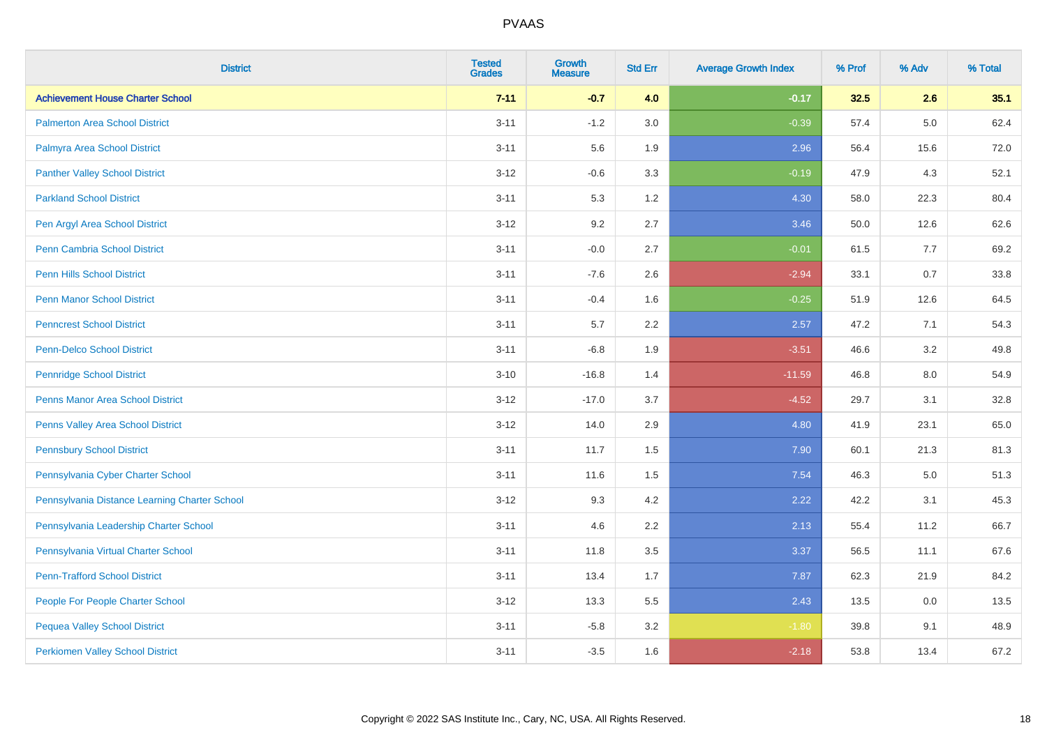# PVAAS

| District | Tested Grades | Growth Measure | Std Err | Average Growth Index | % Prof | % Adv | % Total |
|---|---|---|---|---|---|---|---|
| **Achievement House Charter School** | **7-11** | **-0.7** | **4.0** | **-0.17** | **32.5** | **2.6** | **35.1** |
| Palmerton Area School District | 3-11 | -1.2 | 3.0 | -0.39 | 57.4 | 5.0 | 62.4 |
| Palmyra Area School District | 3-11 | 5.6 | 1.9 | 2.96 | 56.4 | 15.6 | 72.0 |
| Panther Valley School District | 3-12 | -0.6 | 3.3 | -0.19 | 47.9 | 4.3 | 52.1 |
| Parkland School District | 3-11 | 5.3 | 1.2 | 4.30 | 58.0 | 22.3 | 80.4 |
| Pen Argyl Area School District | 3-12 | 9.2 | 2.7 | 3.46 | 50.0 | 12.6 | 62.6 |
| Penn Cambria School District | 3-11 | -0.0 | 2.7 | -0.01 | 61.5 | 7.7 | 69.2 |
| Penn Hills School District | 3-11 | -7.6 | 2.6 | -2.94 | 33.1 | 0.7 | 33.8 |
| Penn Manor School District | 3-11 | -0.4 | 1.6 | -0.25 | 51.9 | 12.6 | 64.5 |
| Penncrest School District | 3-11 | 5.7 | 2.2 | 2.57 | 47.2 | 7.1 | 54.3 |
| Penn-Delco School District | 3-11 | -6.8 | 1.9 | -3.51 | 46.6 | 3.2 | 49.8 |
| Pennridge School District | 3-10 | -16.8 | 1.4 | -11.59 | 46.8 | 8.0 | 54.9 |
| Penns Manor Area School District | 3-12 | -17.0 | 3.7 | -4.52 | 29.7 | 3.1 | 32.8 |
| Penns Valley Area School District | 3-12 | 14.0 | 2.9 | 4.80 | 41.9 | 23.1 | 65.0 |
| Pennsbury School District | 3-11 | 11.7 | 1.5 | 7.90 | 60.1 | 21.3 | 81.3 |
| Pennsylvania Cyber Charter School | 3-11 | 11.6 | 1.5 | 7.54 | 46.3 | 5.0 | 51.3 |
| Pennsylvania Distance Learning Charter School | 3-12 | 9.3 | 4.2 | 2.22 | 42.2 | 3.1 | 45.3 |
| Pennsylvania Leadership Charter School | 3-11 | 4.6 | 2.2 | 2.13 | 55.4 | 11.2 | 66.7 |
| Pennsylvania Virtual Charter School | 3-11 | 11.8 | 3.5 | 3.37 | 56.5 | 11.1 | 67.6 |
| Penn-Trafford School District | 3-11 | 13.4 | 1.7 | 7.87 | 62.3 | 21.9 | 84.2 |
| People For People Charter School | 3-12 | 13.3 | 5.5 | 2.43 | 13.5 | 0.0 | 13.5 |
| Pequea Valley School District | 3-11 | -5.8 | 3.2 | -1.80 | 39.8 | 9.1 | 48.9 |
| Perkiomen Valley School District | 3-11 | -3.5 | 1.6 | -2.18 | 53.8 | 13.4 | 67.2 |

Copyright © 2022 SAS Institute Inc., Cary, NC, USA. All Rights Reserved.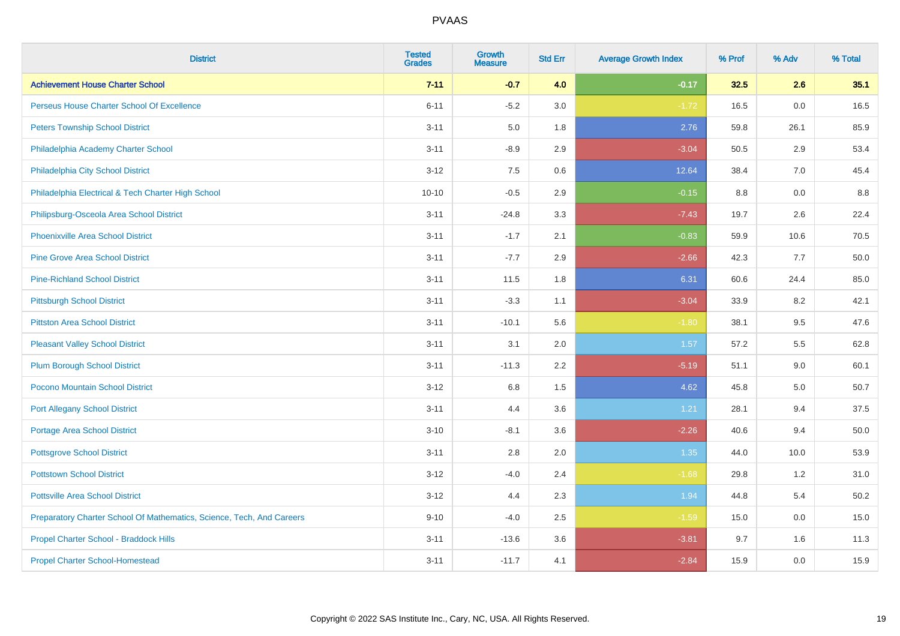# PVAAS

| District | Tested Grades | Growth Measure | Std Err | Average Growth Index | % Prof | % Adv | % Total |
|---|---|---|---|---|---|---|---|
| **Achievement House Charter School** | **7-11** | **-0.7** | **4.0** | **-0.17** | **32.5** | **2.6** | **35.1** |
| Perseus House Charter School Of Excellence | 6-11 | -5.2 | 3.0 | -1.72 | 16.5 | 0.0 | 16.5 |
| Peters Township School District | 3-11 | 5.0 | 1.8 | 2.76 | 59.8 | 26.1 | 85.9 |
| Philadelphia Academy Charter School | 3-11 | -8.9 | 2.9 | -3.04 | 50.5 | 2.9 | 53.4 |
| Philadelphia City School District | 3-12 | 7.5 | 0.6 | 12.64 | 38.4 | 7.0 | 45.4 |
| Philadelphia Electrical & Tech Charter High School | 10-10 | -0.5 | 2.9 | -0.15 | 8.8 | 0.0 | 8.8 |
| Philipsburg-Osceola Area School District | 3-11 | -24.8 | 3.3 | -7.43 | 19.7 | 2.6 | 22.4 |
| Phoenixville Area School District | 3-11 | -1.7 | 2.1 | -0.83 | 59.9 | 10.6 | 70.5 |
| Pine Grove Area School District | 3-11 | -7.7 | 2.9 | -2.66 | 42.3 | 7.7 | 50.0 |
| Pine-Richland School District | 3-11 | 11.5 | 1.8 | 6.31 | 60.6 | 24.4 | 85.0 |
| Pittsburgh School District | 3-11 | -3.3 | 1.1 | -3.04 | 33.9 | 8.2 | 42.1 |
| Pittston Area School District | 3-11 | -10.1 | 5.6 | -1.80 | 38.1 | 9.5 | 47.6 |
| Pleasant Valley School District | 3-11 | 3.1 | 2.0 | 1.57 | 57.2 | 5.5 | 62.8 |
| Plum Borough School District | 3-11 | -11.3 | 2.2 | -5.19 | 51.1 | 9.0 | 60.1 |
| Pocono Mountain School District | 3-12 | 6.8 | 1.5 | 4.62 | 45.8 | 5.0 | 50.7 |
| Port Allegany School District | 3-11 | 4.4 | 3.6 | 1.21 | 28.1 | 9.4 | 37.5 |
| Portage Area School District | 3-10 | -8.1 | 3.6 | -2.26 | 40.6 | 9.4 | 50.0 |
| Pottsgrove School District | 3-11 | 2.8 | 2.0 | 1.35 | 44.0 | 10.0 | 53.9 |
| Pottstown School District | 3-12 | -4.0 | 2.4 | -1.68 | 29.8 | 1.2 | 31.0 |
| Pottsville Area School District | 3-12 | 4.4 | 2.3 | 1.94 | 44.8 | 5.4 | 50.2 |
| Preparatory Charter School Of Mathematics, Science, Tech, And Careers | 9-10 | -4.0 | 2.5 | -1.59 | 15.0 | 0.0 | 15.0 |
| Propel Charter School - Braddock Hills | 3-11 | -13.6 | 3.6 | -3.81 | 9.7 | 1.6 | 11.3 |
| Propel Charter School-Homestead | 3-11 | -11.7 | 4.1 | -2.84 | 15.9 | 0.0 | 15.9 |

Copyright © 2022 SAS Institute Inc., Cary, NC, USA. All Rights Reserved.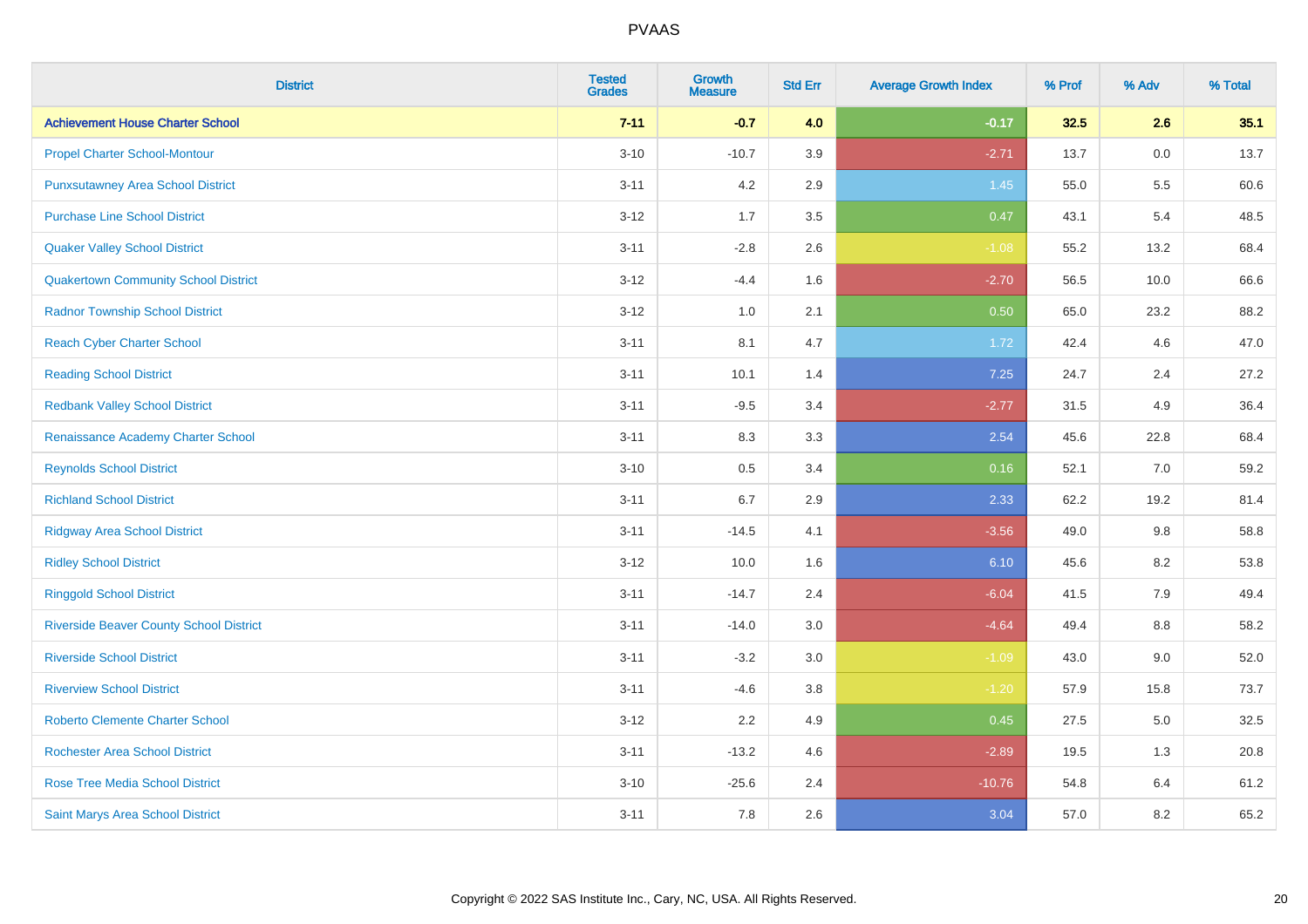# PVAAS

| District | Tested Grades | Growth Measure | Std Err | Average Growth Index | % Prof | % Adv | % Total |
|---|---|---|---|---|---|---|---|
| **Achievement House Charter School** | **7-11** | **-0.7** | **4.0** | **-0.17** | **32.5** | **2.6** | **35.1** |
| Propel Charter School-Montour | 3-10 | -10.7 | 3.9 | -2.71 | 13.7 | 0.0 | 13.7 |
| Punxsutawney Area School District | 3-11 | 4.2 | 2.9 | 1.45 | 55.0 | 5.5 | 60.6 |
| Purchase Line School District | 3-12 | 1.7 | 3.5 | 0.47 | 43.1 | 5.4 | 48.5 |
| Quaker Valley School District | 3-11 | -2.8 | 2.6 | -1.08 | 55.2 | 13.2 | 68.4 |
| Quakertown Community School District | 3-12 | -4.4 | 1.6 | -2.70 | 56.5 | 10.0 | 66.6 |
| Radnor Township School District | 3-12 | 1.0 | 2.1 | 0.50 | 65.0 | 23.2 | 88.2 |
| Reach Cyber Charter School | 3-11 | 8.1 | 4.7 | 1.72 | 42.4 | 4.6 | 47.0 |
| Reading School District | 3-11 | 10.1 | 1.4 | 7.25 | 24.7 | 2.4 | 27.2 |
| Redbank Valley School District | 3-11 | -9.5 | 3.4 | -2.77 | 31.5 | 4.9 | 36.4 |
| Renaissance Academy Charter School | 3-11 | 8.3 | 3.3 | 2.54 | 45.6 | 22.8 | 68.4 |
| Reynolds School District | 3-10 | 0.5 | 3.4 | 0.16 | 52.1 | 7.0 | 59.2 |
| Richland School District | 3-11 | 6.7 | 2.9 | 2.33 | 62.2 | 19.2 | 81.4 |
| Ridgway Area School District | 3-11 | -14.5 | 4.1 | -3.56 | 49.0 | 9.8 | 58.8 |
| Ridley School District | 3-12 | 10.0 | 1.6 | 6.10 | 45.6 | 8.2 | 53.8 |
| Ringgold School District | 3-11 | -14.7 | 2.4 | -6.04 | 41.5 | 7.9 | 49.4 |
| Riverside Beaver County School District | 3-11 | -14.0 | 3.0 | -4.64 | 49.4 | 8.8 | 58.2 |
| Riverside School District | 3-11 | -3.2 | 3.0 | -1.09 | 43.0 | 9.0 | 52.0 |
| Riverview School District | 3-11 | -4.6 | 3.8 | -1.20 | 57.9 | 15.8 | 73.7 |
| Roberto Clemente Charter School | 3-12 | 2.2 | 4.9 | 0.45 | 27.5 | 5.0 | 32.5 |
| Rochester Area School District | 3-11 | -13.2 | 4.6 | -2.89 | 19.5 | 1.3 | 20.8 |
| Rose Tree Media School District | 3-10 | -25.6 | 2.4 | -10.76 | 54.8 | 6.4 | 61.2 |
| Saint Marys Area School District | 3-11 | 7.8 | 2.6 | 3.04 | 57.0 | 8.2 | 65.2 |

Copyright © 2022 SAS Institute Inc., Cary, NC, USA. All Rights Reserved.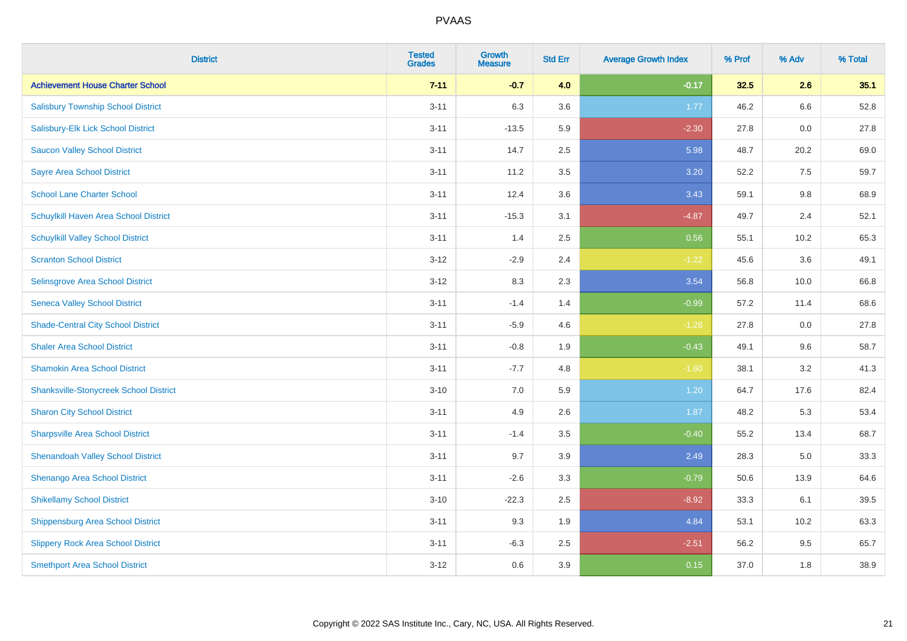PVAAS

| District | Tested Grades | Growth Measure | Std Err | Average Growth Index | % Prof | % Adv | % Total |
|---|---|---|---|---|---|---|---|
| **Achievement House Charter School** | **7-11** | **-0.7** | **4.0** | **-0.17** | **32.5** | **2.6** | **35.1** |
| Salisbury Township School District | 3-11 | 6.3 | 3.6 | 1.77 | 46.2 | 6.6 | 52.8 |
| Salisbury-Elk Lick School District | 3-11 | -13.5 | 5.9 | -2.30 | 27.8 | 0.0 | 27.8 |
| Saucon Valley School District | 3-11 | 14.7 | 2.5 | 5.98 | 48.7 | 20.2 | 69.0 |
| Sayre Area School District | 3-11 | 11.2 | 3.5 | 3.20 | 52.2 | 7.5 | 59.7 |
| School Lane Charter School | 3-11 | 12.4 | 3.6 | 3.43 | 59.1 | 9.8 | 68.9 |
| Schuylkill Haven Area School District | 3-11 | -15.3 | 3.1 | -4.87 | 49.7 | 2.4 | 52.1 |
| Schuylkill Valley School District | 3-11 | 1.4 | 2.5 | 0.56 | 55.1 | 10.2 | 65.3 |
| Scranton School District | 3-12 | -2.9 | 2.4 | -1.22 | 45.6 | 3.6 | 49.1 |
| Selinsgrove Area School District | 3-12 | 8.3 | 2.3 | 3.54 | 56.8 | 10.0 | 66.8 |
| Seneca Valley School District | 3-11 | -1.4 | 1.4 | -0.99 | 57.2 | 11.4 | 68.6 |
| Shade-Central City School District | 3-11 | -5.9 | 4.6 | -1.28 | 27.8 | 0.0 | 27.8 |
| Shaler Area School District | 3-11 | -0.8 | 1.9 | -0.43 | 49.1 | 9.6 | 58.7 |
| Shamokin Area School District | 3-11 | -7.7 | 4.8 | -1.60 | 38.1 | 3.2 | 41.3 |
| Shanksville-Stonycreek School District | 3-10 | 7.0 | 5.9 | 1.20 | 64.7 | 17.6 | 82.4 |
| Sharon City School District | 3-11 | 4.9 | 2.6 | 1.87 | 48.2 | 5.3 | 53.4 |
| Sharpsville Area School District | 3-11 | -1.4 | 3.5 | -0.40 | 55.2 | 13.4 | 68.7 |
| Shenandoah Valley School District | 3-11 | 9.7 | 3.9 | 2.49 | 28.3 | 5.0 | 33.3 |
| Shenango Area School District | 3-11 | -2.6 | 3.3 | -0.79 | 50.6 | 13.9 | 64.6 |
| Shikellamy School District | 3-10 | -22.3 | 2.5 | -8.92 | 33.3 | 6.1 | 39.5 |
| Shippensburg Area School District | 3-11 | 9.3 | 1.9 | 4.84 | 53.1 | 10.2 | 63.3 |
| Slippery Rock Area School District | 3-11 | -6.3 | 2.5 | -2.51 | 56.2 | 9.5 | 65.7 |
| Smethport Area School District | 3-12 | 0.6 | 3.9 | 0.15 | 37.0 | 1.8 | 38.9 |

Copyright © 2022 SAS Institute Inc., Cary, NC, USA. All Rights Reserved.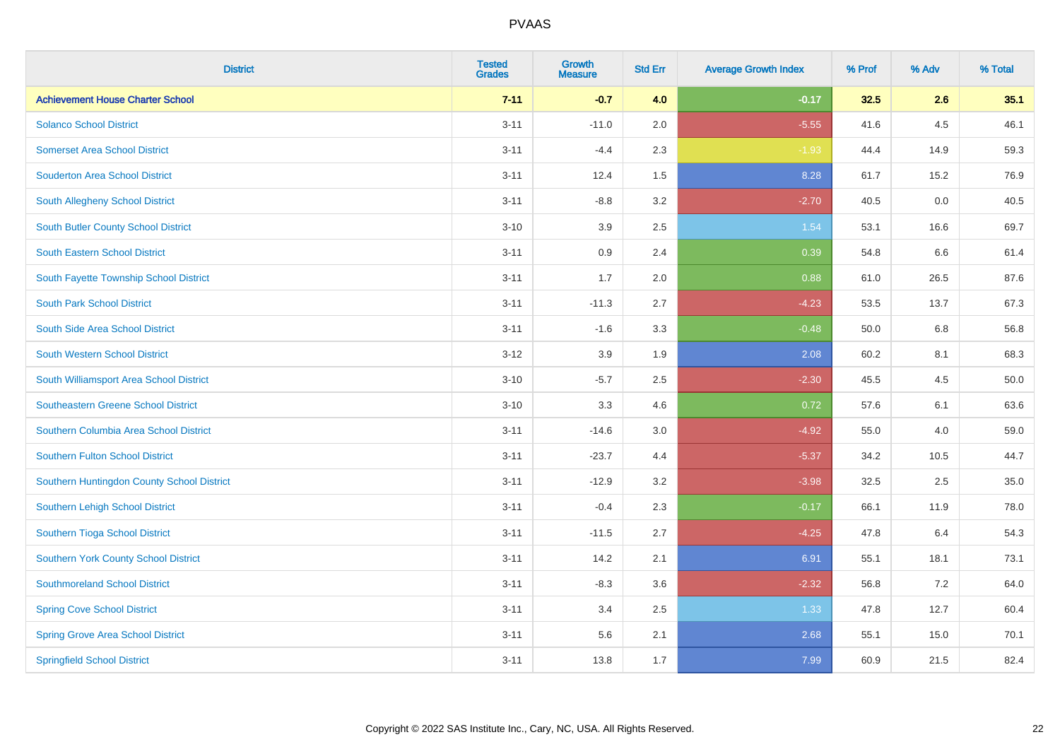| District | Tested Grades | Growth Measure | Std Err | Average Growth Index | % Prof | % Adv | % Total |
|---|---|---|---|---|---|---|---|
| **Achievement House Charter School** | **7-11** | **-0.7** | **4.0** | **-0.17** | **32.5** | **2.6** | **35.1** |
| Solanco School District | 3-11 | -11.0 | 2.0 | -5.55 | 41.6 | 4.5 | 46.1 |
| Somerset Area School District | 3-11 | -4.4 | 2.3 | -1.93 | 44.4 | 14.9 | 59.3 |
| Souderton Area School District | 3-11 | 12.4 | 1.5 | 8.28 | 61.7 | 15.2 | 76.9 |
| South Allegheny School District | 3-11 | -8.8 | 3.2 | -2.70 | 40.5 | 0.0 | 40.5 |
| South Butler County School District | 3-10 | 3.9 | 2.5 | 1.54 | 53.1 | 16.6 | 69.7 |
| South Eastern School District | 3-11 | 0.9 | 2.4 | 0.39 | 54.8 | 6.6 | 61.4 |
| South Fayette Township School District | 3-11 | 1.7 | 2.0 | 0.88 | 61.0 | 26.5 | 87.6 |
| South Park School District | 3-11 | -11.3 | 2.7 | -4.23 | 53.5 | 13.7 | 67.3 |
| South Side Area School District | 3-11 | -1.6 | 3.3 | -0.48 | 50.0 | 6.8 | 56.8 |
| South Western School District | 3-12 | 3.9 | 1.9 | 2.08 | 60.2 | 8.1 | 68.3 |
| South Williamsport Area School District | 3-10 | -5.7 | 2.5 | -2.30 | 45.5 | 4.5 | 50.0 |
| Southeastern Greene School District | 3-10 | 3.3 | 4.6 | 0.72 | 57.6 | 6.1 | 63.6 |
| Southern Columbia Area School District | 3-11 | -14.6 | 3.0 | -4.92 | 55.0 | 4.0 | 59.0 |
| Southern Fulton School District | 3-11 | -23.7 | 4.4 | -5.37 | 34.2 | 10.5 | 44.7 |
| Southern Huntingdon County School District | 3-11 | -12.9 | 3.2 | -3.98 | 32.5 | 2.5 | 35.0 |
| Southern Lehigh School District | 3-11 | -0.4 | 2.3 | -0.17 | 66.1 | 11.9 | 78.0 |
| Southern Tioga School District | 3-11 | -11.5 | 2.7 | -4.25 | 47.8 | 6.4 | 54.3 |
| Southern York County School District | 3-11 | 14.2 | 2.1 | 6.91 | 55.1 | 18.1 | 73.1 |
| Southmoreland School District | 3-11 | -8.3 | 3.6 | -2.32 | 56.8 | 7.2 | 64.0 |
| Spring Cove School District | 3-11 | 3.4 | 2.5 | 1.33 | 47.8 | 12.7 | 60.4 |
| Spring Grove Area School District | 3-11 | 5.6 | 2.1 | 2.68 | 55.1 | 15.0 | 70.1 |
| Springfield School District | 3-11 | 13.8 | 1.7 | 7.99 | 60.9 | 21.5 | 82.4 |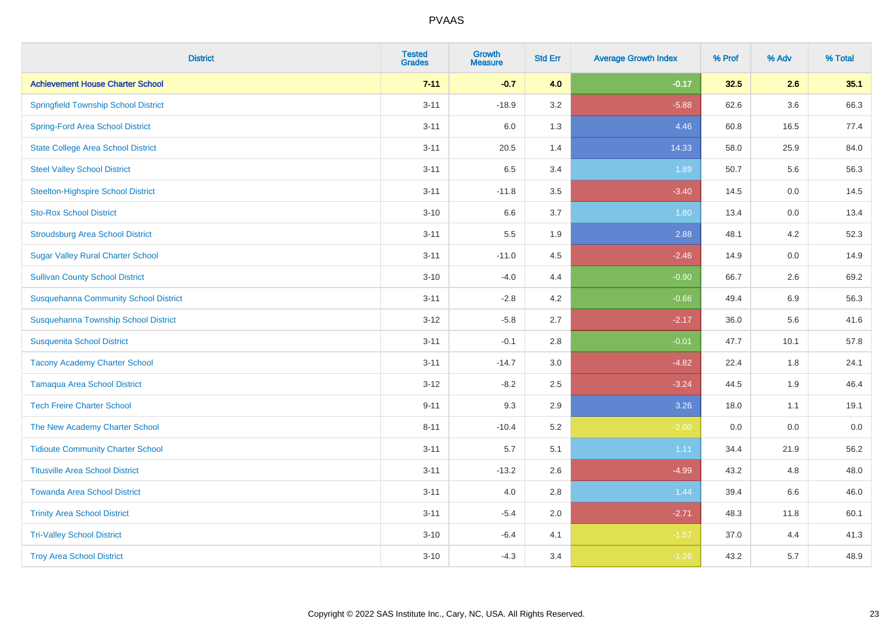# PVAAS

| District | Tested Grades | Growth Measure | Std Err | Average Growth Index | % Prof | % Adv | % Total |
|---|---|---|---|---|---|---|---|
| **Achievement House Charter School** | **7-11** | **-0.7** | **4.0** | **-0.17** | **32.5** | **2.6** | **35.1** |
| Springfield Township School District | 3-11 | -18.9 | 3.2 | -5.88 | 62.6 | 3.6 | 66.3 |
| Spring-Ford Area School District | 3-11 | 6.0 | 1.3 | 4.46 | 60.8 | 16.5 | 77.4 |
| State College Area School District | 3-11 | 20.5 | 1.4 | 14.33 | 58.0 | 25.9 | 84.0 |
| Steel Valley School District | 3-11 | 6.5 | 3.4 | 1.89 | 50.7 | 5.6 | 56.3 |
| Steelton-Highspire School District | 3-11 | -11.8 | 3.5 | -3.40 | 14.5 | 0.0 | 14.5 |
| Sto-Rox School District | 3-10 | 6.6 | 3.7 | 1.80 | 13.4 | 0.0 | 13.4 |
| Stroudsburg Area School District | 3-11 | 5.5 | 1.9 | 2.88 | 48.1 | 4.2 | 52.3 |
| Sugar Valley Rural Charter School | 3-11 | -11.0 | 4.5 | -2.46 | 14.9 | 0.0 | 14.9 |
| Sullivan County School District | 3-10 | -4.0 | 4.4 | -0.90 | 66.7 | 2.6 | 69.2 |
| Susquehanna Community School District | 3-11 | -2.8 | 4.2 | -0.66 | 49.4 | 6.9 | 56.3 |
| Susquehanna Township School District | 3-12 | -5.8 | 2.7 | -2.17 | 36.0 | 5.6 | 41.6 |
| Susquenita School District | 3-11 | -0.1 | 2.8 | -0.01 | 47.7 | 10.1 | 57.8 |
| Tacony Academy Charter School | 3-11 | -14.7 | 3.0 | -4.82 | 22.4 | 1.8 | 24.1 |
| Tamaqua Area School District | 3-12 | -8.2 | 2.5 | -3.24 | 44.5 | 1.9 | 46.4 |
| Tech Freire Charter School | 9-11 | 9.3 | 2.9 | 3.26 | 18.0 | 1.1 | 19.1 |
| The New Academy Charter School | 8-11 | -10.4 | 5.2 | -2.00 | 0.0 | 0.0 | 0.0 |
| Tidioute Community Charter School | 3-11 | 5.7 | 5.1 | 1.11 | 34.4 | 21.9 | 56.2 |
| Titusville Area School District | 3-11 | -13.2 | 2.6 | -4.99 | 43.2 | 4.8 | 48.0 |
| Towanda Area School District | 3-11 | 4.0 | 2.8 | 1.44 | 39.4 | 6.6 | 46.0 |
| Trinity Area School District | 3-11 | -5.4 | 2.0 | -2.71 | 48.3 | 11.8 | 60.1 |
| Tri-Valley School District | 3-10 | -6.4 | 4.1 | -1.57 | 37.0 | 4.4 | 41.3 |
| Troy Area School District | 3-10 | -4.3 | 3.4 | -1.26 | 43.2 | 5.7 | 48.9 |

Copyright © 2022 SAS Institute Inc., Cary, NC, USA. All Rights Reserved.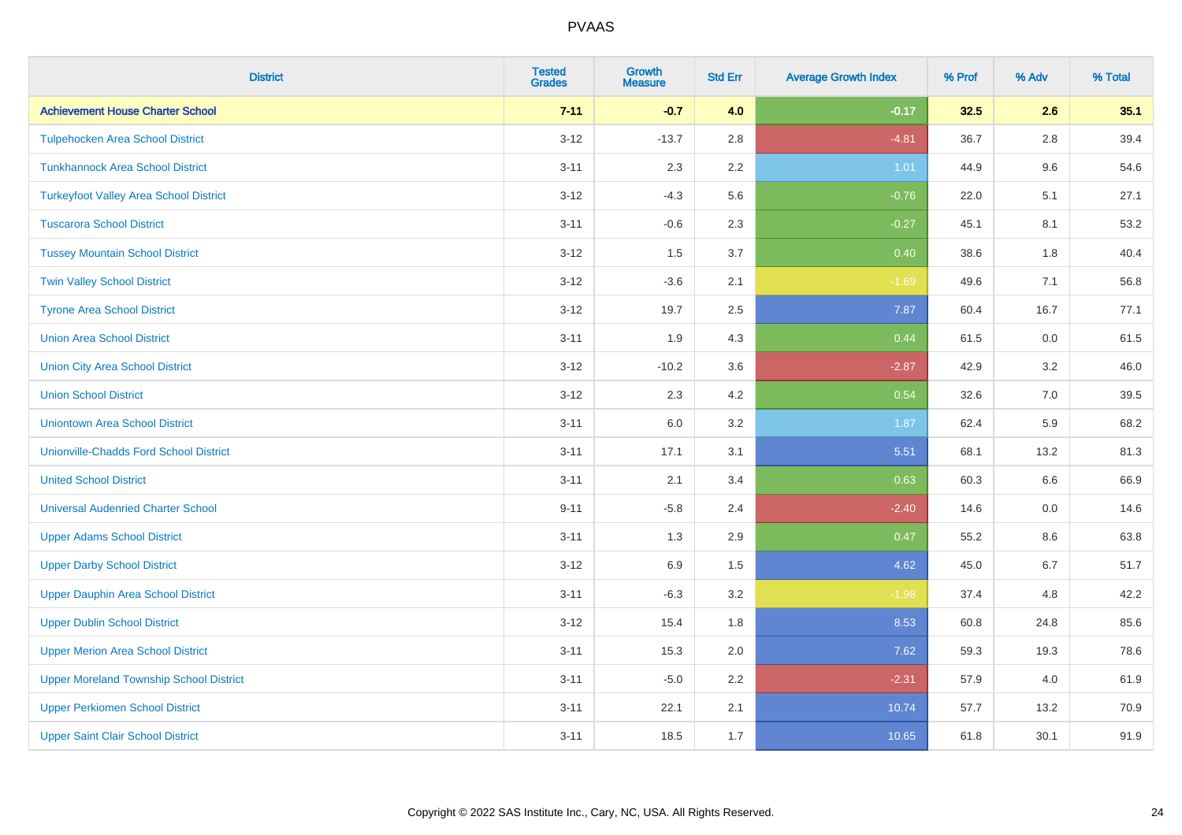# PVAAS

| District | Tested Grades | Growth Measure | Std Err | Average Growth Index | % Prof | % Adv | % Total |
|---|---|---|---|---|---|---|---|
| **Achievement House Charter School** | **7-11** | **-0.7** | **4.0** | **-0.17** | **32.5** | **2.6** | **35.1** |
| Tulpehocken Area School District | 3-12 | -13.7 | 2.8 | -4.81 | 36.7 | 2.8 | 39.4 |
| Tunkhannock Area School District | 3-11 | 2.3 | 2.2 | 1.01 | 44.9 | 9.6 | 54.6 |
| Turkeyfoot Valley Area School District | 3-12 | -4.3 | 5.6 | -0.76 | 22.0 | 5.1 | 27.1 |
| Tuscarora School District | 3-11 | -0.6 | 2.3 | -0.27 | 45.1 | 8.1 | 53.2 |
| Tussey Mountain School District | 3-12 | 1.5 | 3.7 | 0.40 | 38.6 | 1.8 | 40.4 |
| Twin Valley School District | 3-12 | -3.6 | 2.1 | -1.69 | 49.6 | 7.1 | 56.8 |
| Tyrone Area School District | 3-12 | 19.7 | 2.5 | 7.87 | 60.4 | 16.7 | 77.1 |
| Union Area School District | 3-11 | 1.9 | 4.3 | 0.44 | 61.5 | 0.0 | 61.5 |
| Union City Area School District | 3-12 | -10.2 | 3.6 | -2.87 | 42.9 | 3.2 | 46.0 |
| Union School District | 3-12 | 2.3 | 4.2 | 0.54 | 32.6 | 7.0 | 39.5 |
| Uniontown Area School District | 3-11 | 6.0 | 3.2 | 1.87 | 62.4 | 5.9 | 68.2 |
| Unionville-Chadds Ford School District | 3-11 | 17.1 | 3.1 | 5.51 | 68.1 | 13.2 | 81.3 |
| United School District | 3-11 | 2.1 | 3.4 | 0.63 | 60.3 | 6.6 | 66.9 |
| Universal Audenried Charter School | 9-11 | -5.8 | 2.4 | -2.40 | 14.6 | 0.0 | 14.6 |
| Upper Adams School District | 3-11 | 1.3 | 2.9 | 0.47 | 55.2 | 8.6 | 63.8 |
| Upper Darby School District | 3-12 | 6.9 | 1.5 | 4.62 | 45.0 | 6.7 | 51.7 |
| Upper Dauphin Area School District | 3-11 | -6.3 | 3.2 | -1.98 | 37.4 | 4.8 | 42.2 |
| Upper Dublin School District | 3-12 | 15.4 | 1.8 | 8.53 | 60.8 | 24.8 | 85.6 |
| Upper Merion Area School District | 3-11 | 15.3 | 2.0 | 7.62 | 59.3 | 19.3 | 78.6 |
| Upper Moreland Township School District | 3-11 | -5.0 | 2.2 | -2.31 | 57.9 | 4.0 | 61.9 |
| Upper Perkiomen School District | 3-11 | 22.1 | 2.1 | 10.74 | 57.7 | 13.2 | 70.9 |
| Upper Saint Clair School District | 3-11 | 18.5 | 1.7 | 10.65 | 61.8 | 30.1 | 91.9 |

Copyright © 2022 SAS Institute Inc., Cary, NC, USA. All Rights Reserved.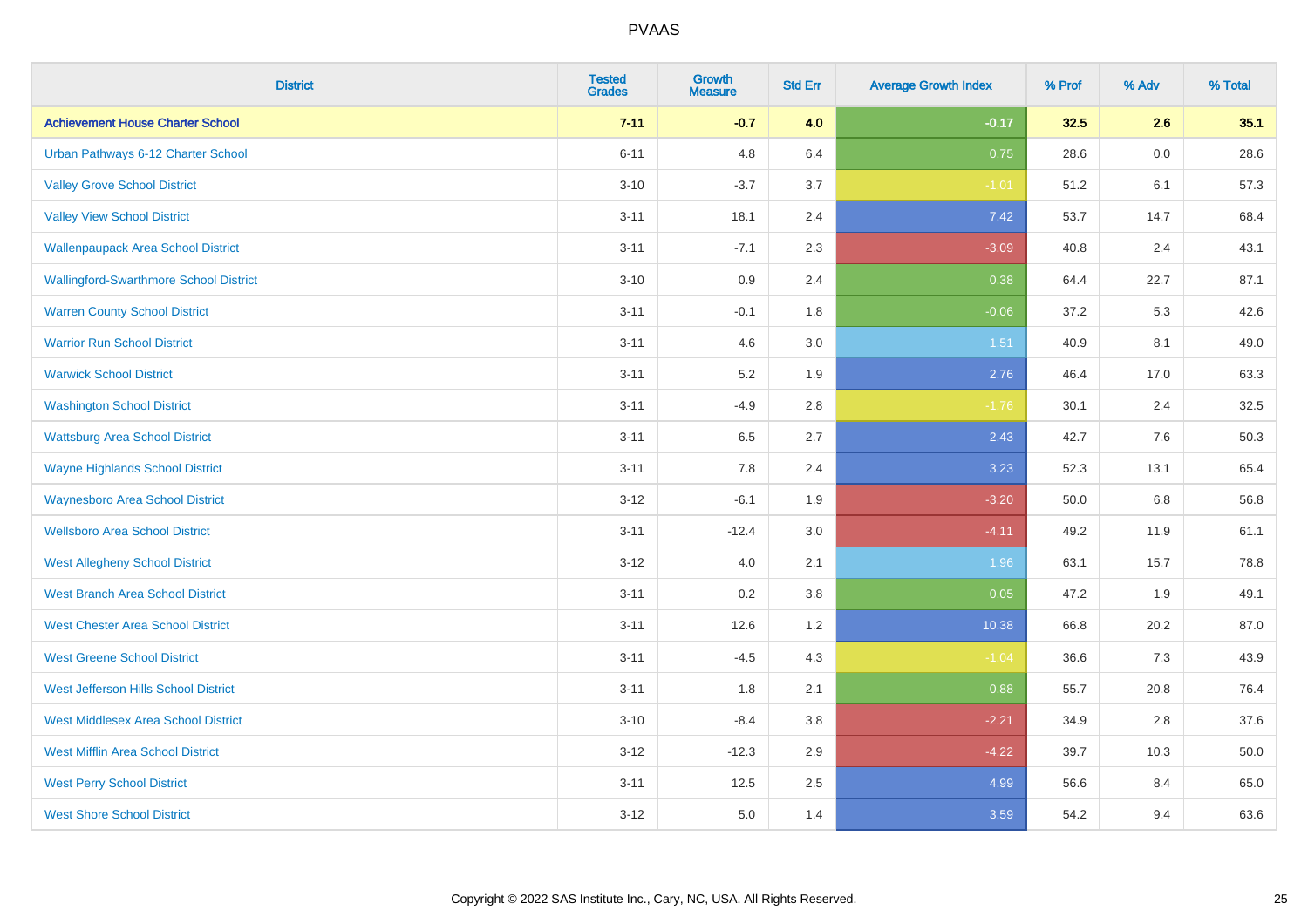| District | Tested Grades | Growth Measure | Std Err | Average Growth Index | % Prof | % Adv | % Total |
|---|---|---|---|---|---|---|---|
| **Achievement House Charter School** | **7-11** | **-0.7** | **4.0** | **-0.17** | **32.5** | **2.6** | **35.1** |
| Urban Pathways 6-12 Charter School | 6-11 | 4.8 | 6.4 | 0.75 | 28.6 | 0.0 | 28.6 |
| Valley Grove School District | 3-10 | -3.7 | 3.7 | -1.01 | 51.2 | 6.1 | 57.3 |
| Valley View School District | 3-11 | 18.1 | 2.4 | 7.42 | 53.7 | 14.7 | 68.4 |
| Wallenpaupack Area School District | 3-11 | -7.1 | 2.3 | -3.09 | 40.8 | 2.4 | 43.1 |
| Wallingford-Swarthmore School District | 3-10 | 0.9 | 2.4 | 0.38 | 64.4 | 22.7 | 87.1 |
| Warren County School District | 3-11 | -0.1 | 1.8 | -0.06 | 37.2 | 5.3 | 42.6 |
| Warrior Run School District | 3-11 | 4.6 | 3.0 | 1.51 | 40.9 | 8.1 | 49.0 |
| Warwick School District | 3-11 | 5.2 | 1.9 | 2.76 | 46.4 | 17.0 | 63.3 |
| Washington School District | 3-11 | -4.9 | 2.8 | -1.76 | 30.1 | 2.4 | 32.5 |
| Wattsburg Area School District | 3-11 | 6.5 | 2.7 | 2.43 | 42.7 | 7.6 | 50.3 |
| Wayne Highlands School District | 3-11 | 7.8 | 2.4 | 3.23 | 52.3 | 13.1 | 65.4 |
| Waynesboro Area School District | 3-12 | -6.1 | 1.9 | -3.20 | 50.0 | 6.8 | 56.8 |
| Wellsboro Area School District | 3-11 | -12.4 | 3.0 | -4.11 | 49.2 | 11.9 | 61.1 |
| West Allegheny School District | 3-12 | 4.0 | 2.1 | 1.96 | 63.1 | 15.7 | 78.8 |
| West Branch Area School District | 3-11 | 0.2 | 3.8 | 0.05 | 47.2 | 1.9 | 49.1 |
| West Chester Area School District | 3-11 | 12.6 | 1.2 | 10.38 | 66.8 | 20.2 | 87.0 |
| West Greene School District | 3-11 | -4.5 | 4.3 | -1.04 | 36.6 | 7.3 | 43.9 |
| West Jefferson Hills School District | 3-11 | 1.8 | 2.1 | 0.88 | 55.7 | 20.8 | 76.4 |
| West Middlesex Area School District | 3-10 | -8.4 | 3.8 | -2.21 | 34.9 | 2.8 | 37.6 |
| West Mifflin Area School District | 3-12 | -12.3 | 2.9 | -4.22 | 39.7 | 10.3 | 50.0 |
| West Perry School District | 3-11 | 12.5 | 2.5 | 4.99 | 56.6 | 8.4 | 65.0 |
| West Shore School District | 3-12 | 5.0 | 1.4 | 3.59 | 54.2 | 9.4 | 63.6 |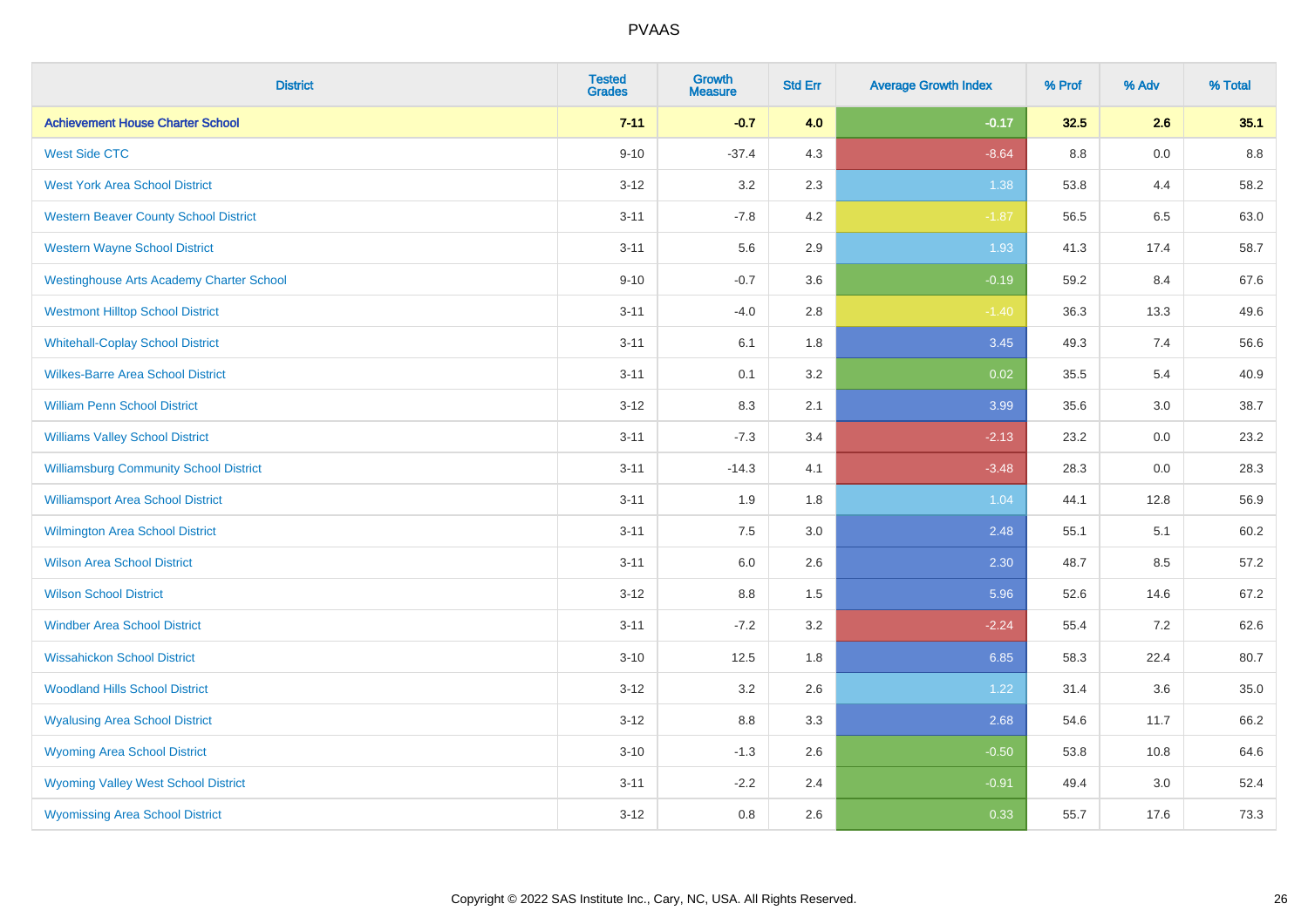| District | Tested Grades | Growth Measure | Std Err | Average Growth Index | % Prof | % Adv | % Total |
|---|---|---|---|---|---|---|---|
| **Achievement House Charter School** | **7-11** | **-0.7** | **4.0** | **-0.17** | **32.5** | **2.6** | **35.1** |
| West Side CTC | 9-10 | -37.4 | 4.3 | -8.64 | 8.8 | 0.0 | 8.8 |
| West York Area School District | 3-12 | 3.2 | 2.3 | 1.38 | 53.8 | 4.4 | 58.2 |
| Western Beaver County School District | 3-11 | -7.8 | 4.2 | -1.87 | 56.5 | 6.5 | 63.0 |
| Western Wayne School District | 3-11 | 5.6 | 2.9 | 1.93 | 41.3 | 17.4 | 58.7 |
| Westinghouse Arts Academy Charter School | 9-10 | -0.7 | 3.6 | -0.19 | 59.2 | 8.4 | 67.6 |
| Westmont Hilltop School District | 3-11 | -4.0 | 2.8 | -1.40 | 36.3 | 13.3 | 49.6 |
| Whitehall-Coplay School District | 3-11 | 6.1 | 1.8 | 3.45 | 49.3 | 7.4 | 56.6 |
| Wilkes-Barre Area School District | 3-11 | 0.1 | 3.2 | 0.02 | 35.5 | 5.4 | 40.9 |
| William Penn School District | 3-12 | 8.3 | 2.1 | 3.99 | 35.6 | 3.0 | 38.7 |
| Williams Valley School District | 3-11 | -7.3 | 3.4 | -2.13 | 23.2 | 0.0 | 23.2 |
| Williamsburg Community School District | 3-11 | -14.3 | 4.1 | -3.48 | 28.3 | 0.0 | 28.3 |
| Williamsport Area School District | 3-11 | 1.9 | 1.8 | 1.04 | 44.1 | 12.8 | 56.9 |
| Wilmington Area School District | 3-11 | 7.5 | 3.0 | 2.48 | 55.1 | 5.1 | 60.2 |
| Wilson Area School District | 3-11 | 6.0 | 2.6 | 2.30 | 48.7 | 8.5 | 57.2 |
| Wilson School District | 3-12 | 8.8 | 1.5 | 5.96 | 52.6 | 14.6 | 67.2 |
| Windber Area School District | 3-11 | -7.2 | 3.2 | -2.24 | 55.4 | 7.2 | 62.6 |
| Wissahickon School District | 3-10 | 12.5 | 1.8 | 6.85 | 58.3 | 22.4 | 80.7 |
| Woodland Hills School District | 3-12 | 3.2 | 2.6 | 1.22 | 31.4 | 3.6 | 35.0 |
| Wyalusing Area School District | 3-12 | 8.8 | 3.3 | 2.68 | 54.6 | 11.7 | 66.2 |
| Wyoming Area School District | 3-10 | -1.3 | 2.6 | -0.50 | 53.8 | 10.8 | 64.6 |
| Wyoming Valley West School District | 3-11 | -2.2 | 2.4 | -0.91 | 49.4 | 3.0 | 52.4 |
| Wyomissing Area School District | 3-12 | 0.8 | 2.6 | 0.33 | 55.7 | 17.6 | 73.3 |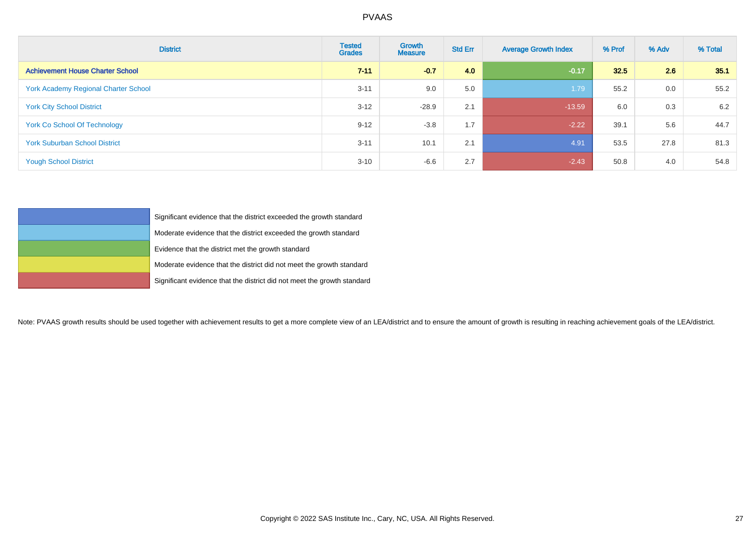# PVAAS

| District | Tested Grades | Growth Measure | Std Err | Average Growth Index | % Prof | % Adv | % Total |
|---|---|---|---|---|---|---|---|
| **Achievement House Charter School** | **7-11** | **-0.7** | **4.0** | **-0.17** | **32.5** | **2.6** | **35.1** |
| York Academy Regional Charter School | 3-11 | 9.0 | 5.0 | 1.79 | 55.2 | 0.0 | 55.2 |
| York City School District | 3-12 | -28.9 | 2.1 | -13.59 | 6.0 | 0.3 | 6.2 |
| York Co School Of Technology | 9-12 | -3.8 | 1.7 | -2.22 | 39.1 | 5.6 | 44.7 |
| York Suburban School District | 3-11 | 10.1 | 2.1 | 4.91 | 53.5 | 27.8 | 81.3 |
| Yough School District | 3-10 | -6.6 | 2.7 | -2.43 | 50.8 | 4.0 | 54.8 |

Significant evidence that the district exceeded the growth standard

Moderate evidence that the district exceeded the growth standard

Evidence that the district met the growth standard

Moderate evidence that the district did not meet the growth standard

Significant evidence that the district did not meet the growth standard

Note: PVAAS growth results should be used together with achievement results to get a more complete view of an LEA/district and to ensure the amount of growth is resulting in reaching achievement goals of the LEA/district.

Copyright © 2022 SAS Institute Inc., Cary, NC, USA. All Rights Reserved.